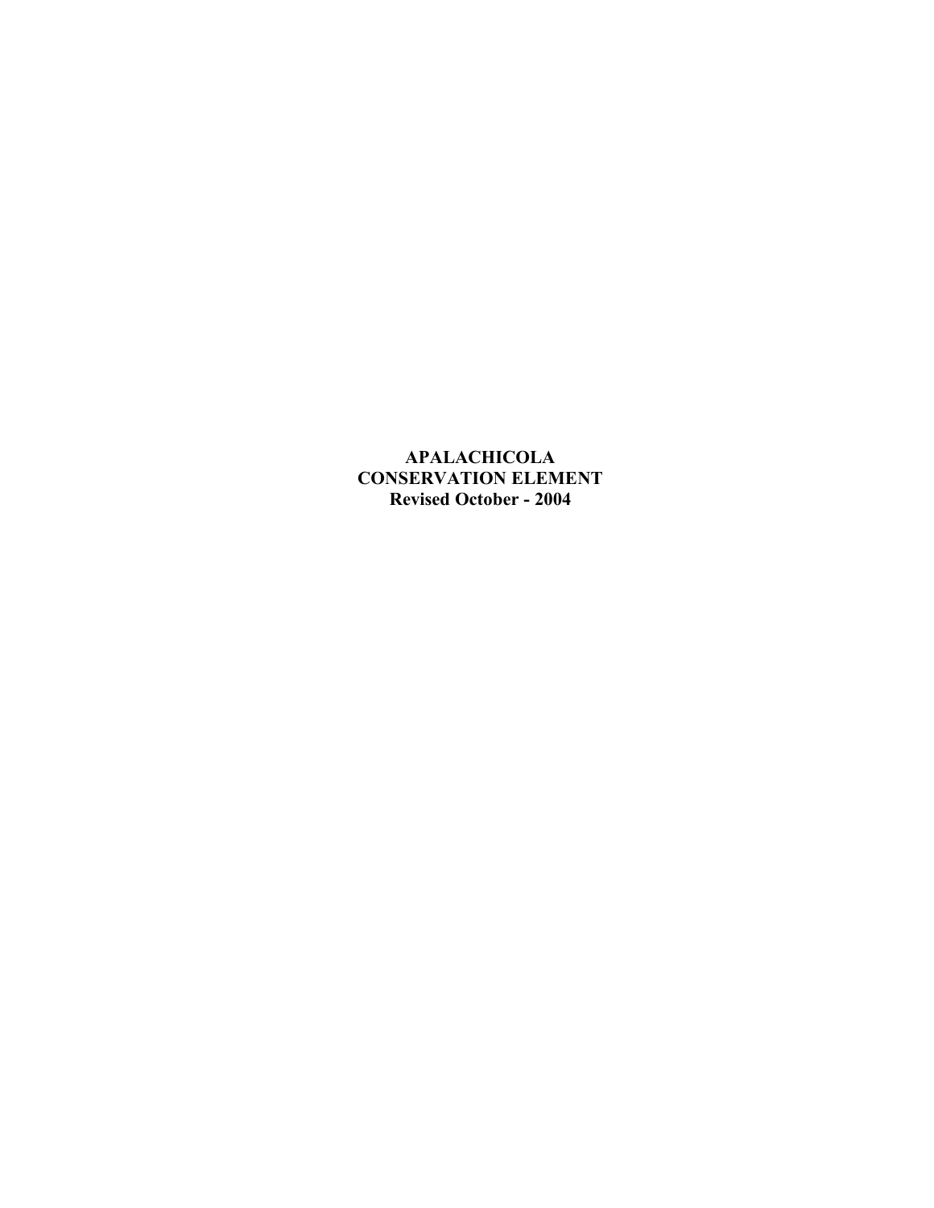# APALACHICOLA CONSERVATION ELEMENT

**Revised October - 2004**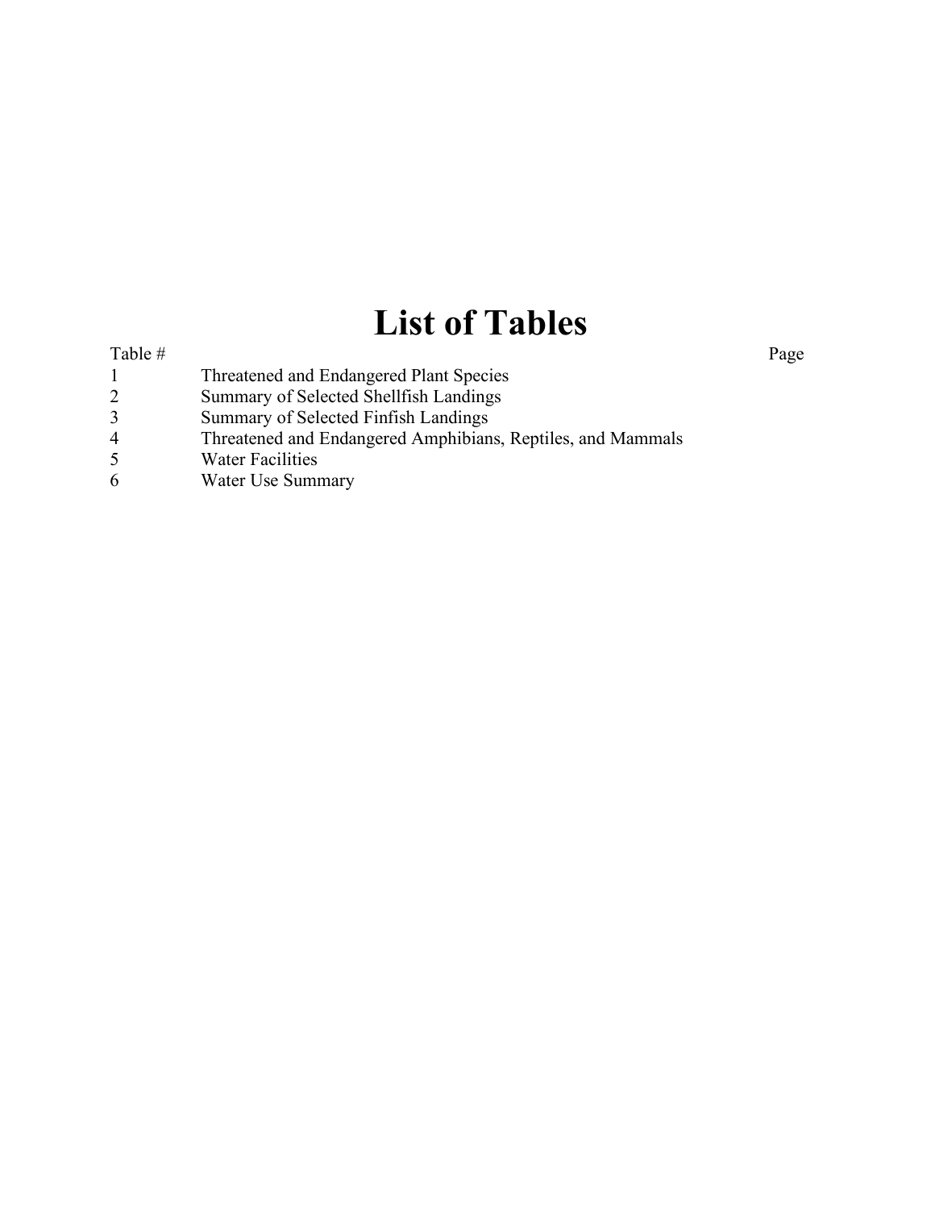# List of Tables

| Table # | | Page |
|---|---|---|
| 1 | Threatened and Endangered Plant Species | |
| 2 | Summary of Selected Shellfish Landings | |
| 3 | Summary of Selected Finfish Landings | |
| 4 | Threatened and Endangered Amphibians, Reptiles, and Mammals | |
| 5 | Water Facilities | |
| 6 | Water Use Summary | |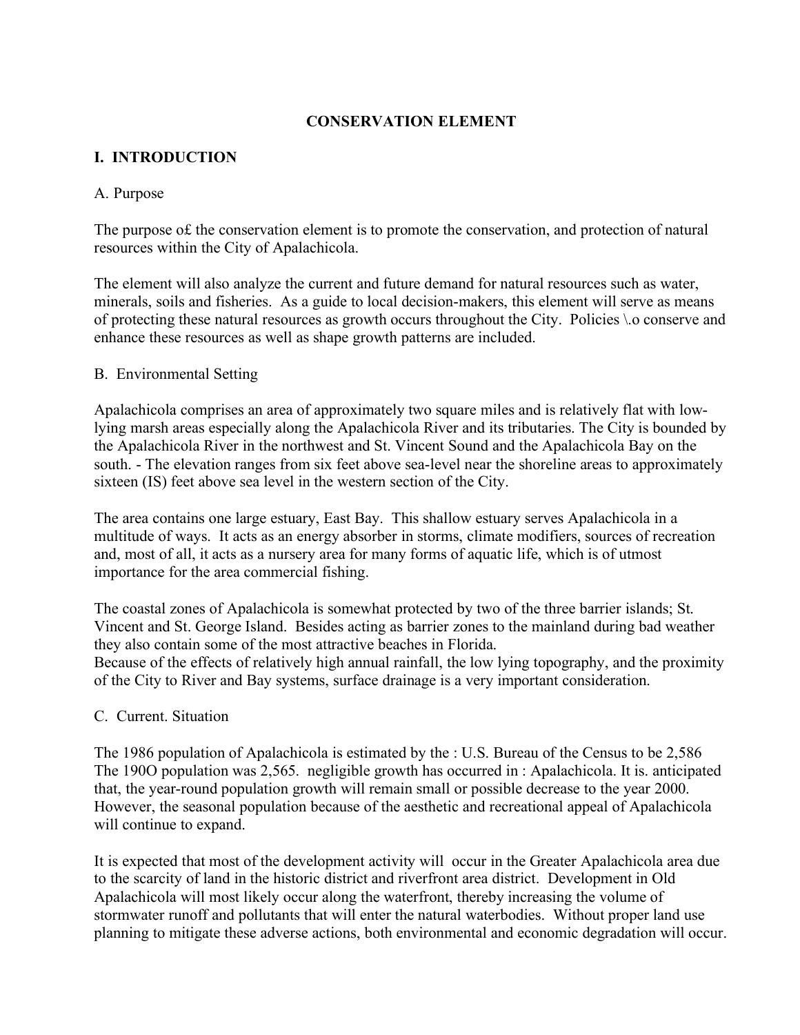# CONSERVATION ELEMENT

## I. INTRODUCTION

### A. Purpose

The purpose o£ the conservation element is to promote the conservation, and protection of natural resources within the City of Apalachicola.

The element will also analyze the current and future demand for natural resources such as water, minerals, soils and fisheries. As a guide to local decision-makers, this element will serve as means of protecting these natural resources as growth occurs throughout the City. Policies \.o conserve and enhance these resources as well as shape growth patterns are included.

### B. Environmental Setting

Apalachicola comprises an area of approximately two square miles and is relatively flat with low-lying marsh areas especially along the Apalachicola River and its tributaries. The City is bounded by the Apalachicola River in the northwest and St. Vincent Sound and the Apalachicola Bay on the south. - The elevation ranges from six feet above sea-level near the shoreline areas to approximately sixteen (IS) feet above sea level in the western section of the City.

The area contains one large estuary, East Bay. This shallow estuary serves Apalachicola in a multitude of ways. It acts as an energy absorber in storms, climate modifiers, sources of recreation and, most of all, it acts as a nursery area for many forms of aquatic life, which is of utmost importance for the area commercial fishing.

The coastal zones of Apalachicola is somewhat protected by two of the three barrier islands; St. Vincent and St. George Island. Besides acting as barrier zones to the mainland during bad weather they also contain some of the most attractive beaches in Florida.
Because of the effects of relatively high annual rainfall, the low lying topography, and the proximity of the City to River and Bay systems, surface drainage is a very important consideration.

### C. Current. Situation

The 1986 population of Apalachicola is estimated by the : U.S. Bureau of the Census to be 2,586 The 190O population was 2,565. negligible growth has occurred in : Apalachicola. It is. anticipated that, the year-round population growth will remain small or possible decrease to the year 2000. However, the seasonal population because of the aesthetic and recreational appeal of Apalachicola will continue to expand.

It is expected that most of the development activity will occur in the Greater Apalachicola area due to the scarcity of land in the historic district and riverfront area district. Development in Old Apalachicola will most likely occur along the waterfront, thereby increasing the volume of stormwater runoff and pollutants that will enter the natural waterbodies. Without proper land use planning to mitigate these adverse actions, both environmental and economic degradation will occur.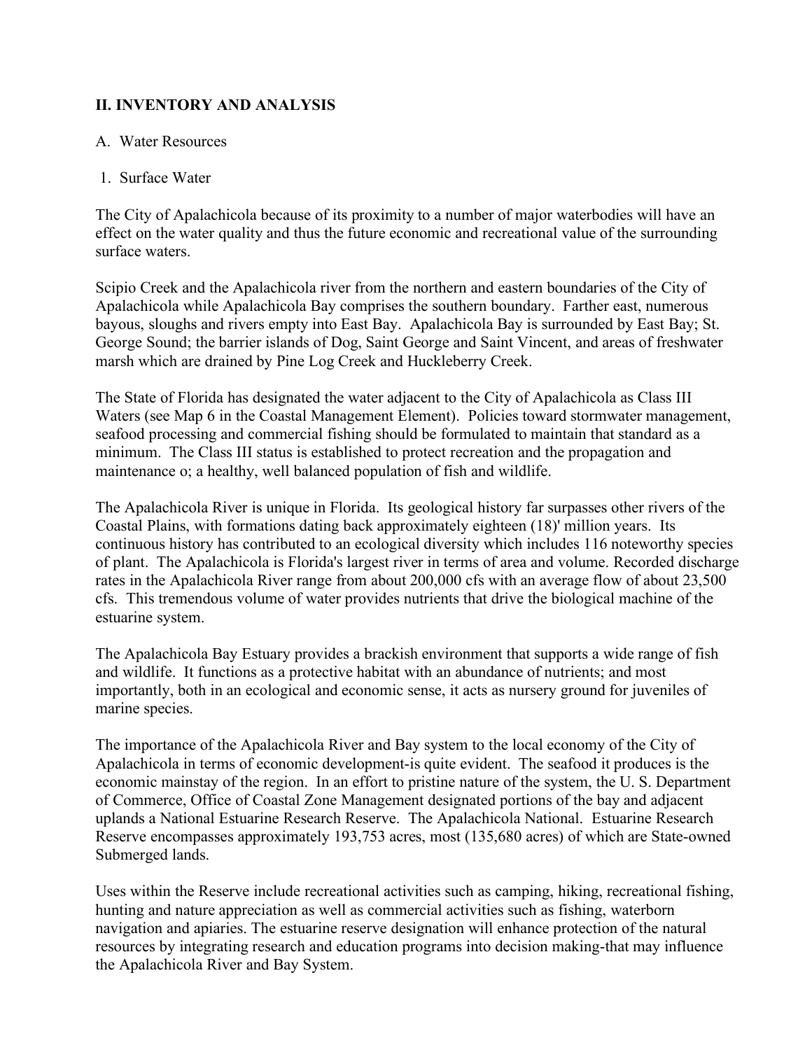## II. INVENTORY AND ANALYSIS

A. Water Resources

1. Surface Water

The City of Apalachicola because of its proximity to a number of major waterbodies will have an effect on the water quality and thus the future economic and recreational value of the surrounding surface waters.

Scipio Creek and the Apalachicola river from the northern and eastern boundaries of the City of Apalachicola while Apalachicola Bay comprises the southern boundary. Farther east, numerous bayous, sloughs and rivers empty into East Bay. Apalachicola Bay is surrounded by East Bay; St. George Sound; the barrier islands of Dog, Saint George and Saint Vincent, and areas of freshwater marsh which are drained by Pine Log Creek and Huckleberry Creek.

The State of Florida has designated the water adjacent to the City of Apalachicola as Class III Waters (see Map 6 in the Coastal Management Element). Policies toward stormwater management, seafood processing and commercial fishing should be formulated to maintain that standard as a minimum. The Class III status is established to protect recreation and the propagation and maintenance o; a healthy, well balanced population of fish and wildlife.

The Apalachicola River is unique in Florida. Its geological history far surpasses other rivers of the Coastal Plains, with formations dating back approximately eighteen (18)' million years. Its continuous history has contributed to an ecological diversity which includes 116 noteworthy species of plant. The Apalachicola is Florida's largest river in terms of area and volume. Recorded discharge rates in the Apalachicola River range from about 200,000 cfs with an average flow of about 23,500 cfs. This tremendous volume of water provides nutrients that drive the biological machine of the estuarine system.

The Apalachicola Bay Estuary provides a brackish environment that supports a wide range of fish and wildlife. It functions as a protective habitat with an abundance of nutrients; and most importantly, both in an ecological and economic sense, it acts as nursery ground for juveniles of marine species.

The importance of the Apalachicola River and Bay system to the local economy of the City of Apalachicola in terms of economic development-is quite evident. The seafood it produces is the economic mainstay of the region. In an effort to pristine nature of the system, the U. S. Department of Commerce, Office of Coastal Zone Management designated portions of the bay and adjacent uplands a National Estuarine Research Reserve. The Apalachicola National. Estuarine Research Reserve encompasses approximately 193,753 acres, most (135,680 acres) of which are State-owned Submerged lands.

Uses within the Reserve include recreational activities such as camping, hiking, recreational fishing, hunting and nature appreciation as well as commercial activities such as fishing, waterborn navigation and apiaries. The estuarine reserve designation will enhance protection of the natural resources by integrating research and education programs into decision making-that may influence the Apalachicola River and Bay System.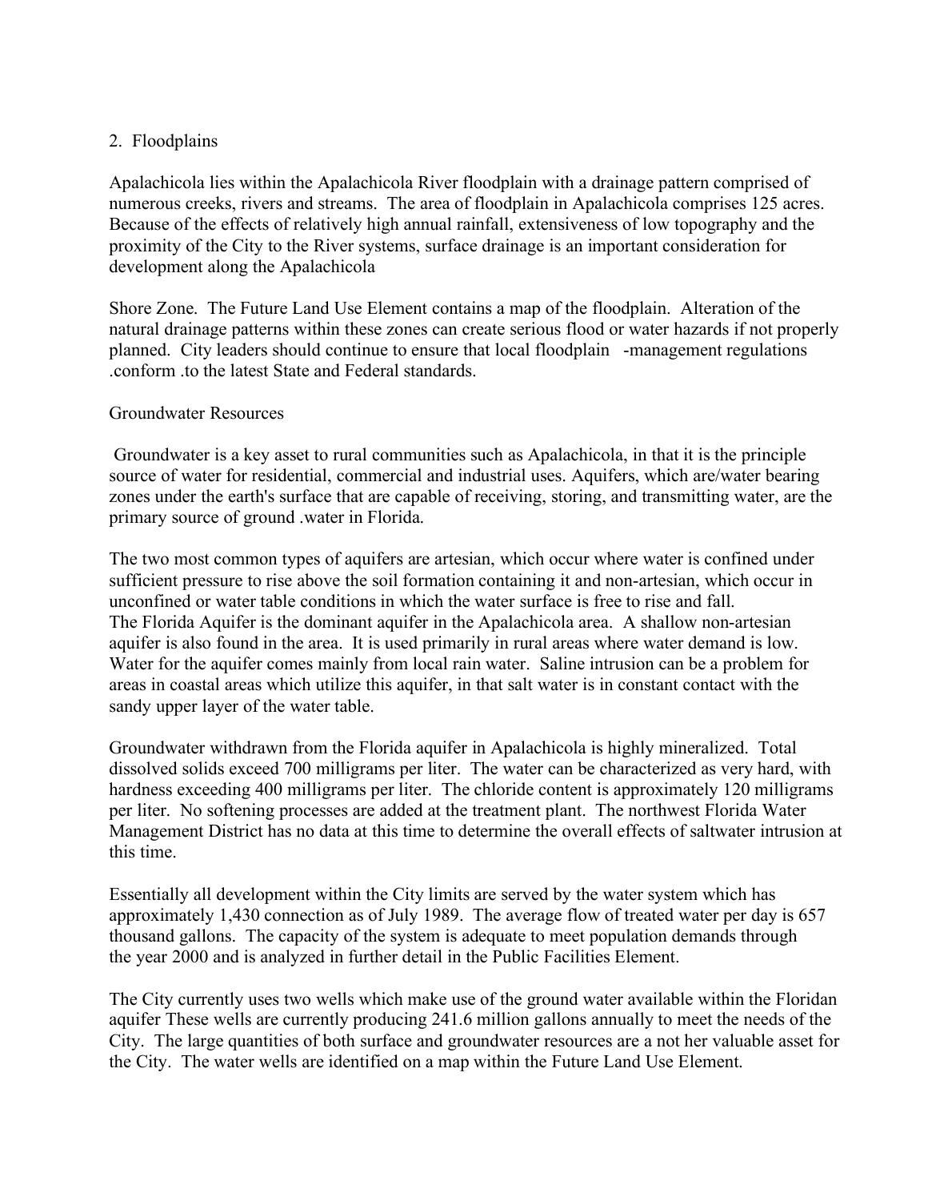2. Floodplains

Apalachicola lies within the Apalachicola River floodplain with a drainage pattern comprised of numerous creeks, rivers and streams. The area of floodplain in Apalachicola comprises 125 acres. Because of the effects of relatively high annual rainfall, extensiveness of low topography and the proximity of the City to the River systems, surface drainage is an important consideration for development along the Apalachicola

Shore Zone. The Future Land Use Element contains a map of the floodplain. Alteration of the natural drainage patterns within these zones can create serious flood or water hazards if not properly planned. City leaders should continue to ensure that local floodplain -management regulations .conform .to the latest State and Federal standards.

Groundwater Resources

Groundwater is a key asset to rural communities such as Apalachicola, in that it is the principle source of water for residential, commercial and industrial uses. Aquifers, which are/water bearing zones under the earth's surface that are capable of receiving, storing, and transmitting water, are the primary source of ground .water in Florida.

The two most common types of aquifers are artesian, which occur where water is confined under sufficient pressure to rise above the soil formation containing it and non-artesian, which occur in unconfined or water table conditions in which the water surface is free to rise and fall.
The Florida Aquifer is the dominant aquifer in the Apalachicola area. A shallow non-artesian aquifer is also found in the area. It is used primarily in rural areas where water demand is low. Water for the aquifer comes mainly from local rain water. Saline intrusion can be a problem for areas in coastal areas which utilize this aquifer, in that salt water is in constant contact with the sandy upper layer of the water table.

Groundwater withdrawn from the Florida aquifer in Apalachicola is highly mineralized. Total dissolved solids exceed 700 milligrams per liter. The water can be characterized as very hard, with hardness exceeding 400 milligrams per liter. The chloride content is approximately 120 milligrams per liter. No softening processes are added at the treatment plant. The northwest Florida Water Management District has no data at this time to determine the overall effects of saltwater intrusion at this time.

Essentially all development within the City limits are served by the water system which has approximately 1,430 connection as of July 1989. The average flow of treated water per day is 657 thousand gallons. The capacity of the system is adequate to meet population demands through the year 2000 and is analyzed in further detail in the Public Facilities Element.

The City currently uses two wells which make use of the ground water available within the Floridan aquifer These wells are currently producing 241.6 million gallons annually to meet the needs of the City. The large quantities of both surface and groundwater resources are a not her valuable asset for the City. The water wells are identified on a map within the Future Land Use Element.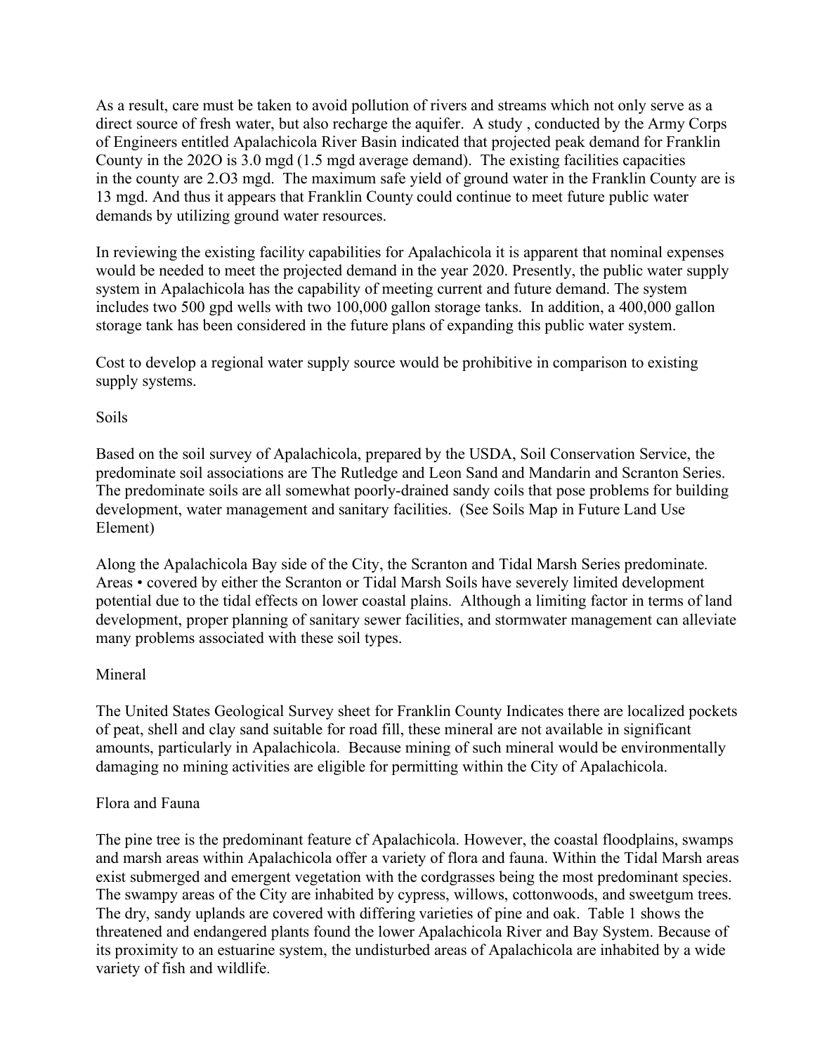As a result, care must be taken to avoid pollution of rivers and streams which not only serve as a direct source of fresh water, but also recharge the aquifer. A study , conducted by the Army Corps of Engineers entitled Apalachicola River Basin indicated that projected peak demand for Franklin County in the 202O is 3.0 mgd (1.5 mgd average demand). The existing facilities capacities in the county are 2.O3 mgd. The maximum safe yield of ground water in the Franklin County are is 13 mgd. And thus it appears that Franklin County could continue to meet future public water demands by utilizing ground water resources.

In reviewing the existing facility capabilities for Apalachicola it is apparent that nominal expenses would be needed to meet the projected demand in the year 2020. Presently, the public water supply system in Apalachicola has the capability of meeting current and future demand. The system includes two 500 gpd wells with two 100,000 gallon storage tanks. In addition, a 400,000 gallon storage tank has been considered in the future plans of expanding this public water system.

Cost to develop a regional water supply source would be prohibitive in comparison to existing supply systems.

## Soils

Based on the soil survey of Apalachicola, prepared by the USDA, Soil Conservation Service, the predominate soil associations are The Rutledge and Leon Sand and Mandarin and Scranton Series. The predominate soils are all somewhat poorly-drained sandy coils that pose problems for building development, water management and sanitary facilities. (See Soils Map in Future Land Use Element)

Along the Apalachicola Bay side of the City, the Scranton and Tidal Marsh Series predominate. Areas • covered by either the Scranton or Tidal Marsh Soils have severely limited development potential due to the tidal effects on lower coastal plains. Although a limiting factor in terms of land development, proper planning of sanitary sewer facilities, and stormwater management can alleviate many problems associated with these soil types.

## Mineral

The United States Geological Survey sheet for Franklin County Indicates there are localized pockets of peat, shell and clay sand suitable for road fill, these mineral are not available in significant amounts, particularly in Apalachicola. Because mining of such mineral would be environmentally damaging no mining activities are eligible for permitting within the City of Apalachicola.

## Flora and Fauna

The pine tree is the predominant feature cf Apalachicola. However, the coastal floodplains, swamps and marsh areas within Apalachicola offer a variety of flora and fauna. Within the Tidal Marsh areas exist submerged and emergent vegetation with the cordgrasses being the most predominant species. The swampy areas of the City are inhabited by cypress, willows, cottonwoods, and sweetgum trees. The dry, sandy uplands are covered with differing varieties of pine and oak. Table 1 shows the threatened and endangered plants found the lower Apalachicola River and Bay System. Because of its proximity to an estuarine system, the undisturbed areas of Apalachicola are inhabited by a wide variety of fish and wildlife.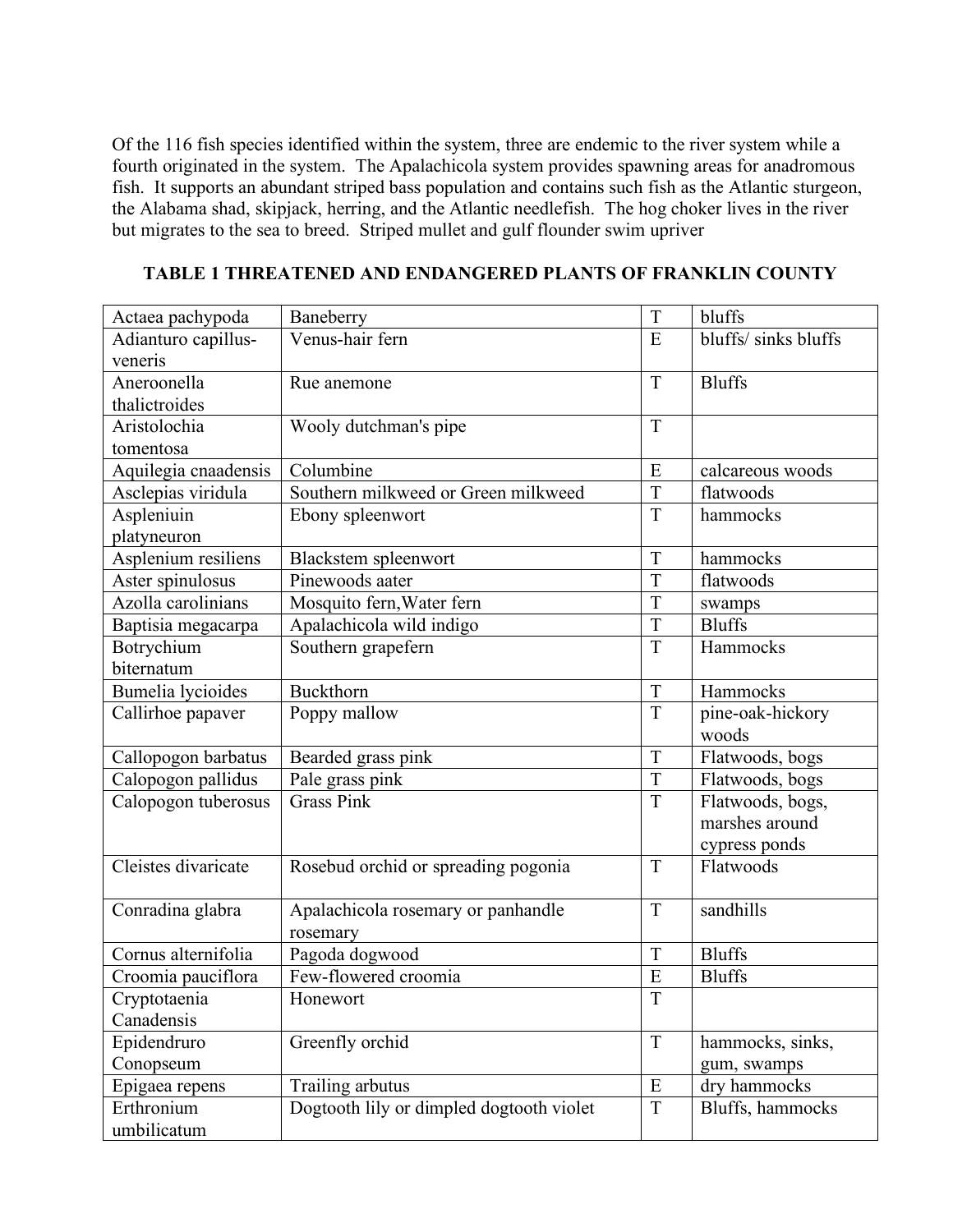Of the 116 fish species identified within the system, three are endemic to the river system while a fourth originated in the system. The Apalachicola system provides spawning areas for anadromous fish. It supports an abundant striped bass population and contains such fish as the Atlantic sturgeon, the Alabama shad, skipjack, herring, and the Atlantic needlefish. The hog choker lives in the river but migrates to the sea to breed. Striped mullet and gulf flounder swim upriver

**TABLE 1 THREATENED AND ENDANGERED PLANTS OF FRANKLIN COUNTY**

| | | | |
|---|---|---|---|
| Actaea pachypoda | Baneberry | T | bluffs |
| Adianturo capillus-veneris | Venus-hair fern | E | bluffs/ sinks bluffs |
| Aneroonella thalictroides | Rue anemone | T | Bluffs |
| Aristolochia tomentosa | Wooly dutchman's pipe | T | |
| Aquilegia cnaadensis | Columbine | E | calcareous woods |
| Asclepias viridula | Southern milkweed or Green milkweed | T | flatwoods |
| Aspleniuin platyneuron | Ebony spleenwort | T | hammocks |
| Asplenium resiliens | Blackstem spleenwort | T | hammocks |
| Aster spinulosus | Pinewoods aater | T | flatwoods |
| Azolla carolinians | Mosquito fern,Water fern | T | swamps |
| Baptisia megacarpa | Apalachicola wild indigo | T | Bluffs |
| Botrychium biternatum | Southern grapefern | T | Hammocks |
| Bumelia lycioides | Buckthorn | T | Hammocks |
| Callirhoe papaver | Poppy mallow | T | pine-oak-hickory woods |
| Callopogon barbatus | Bearded grass pink | T | Flatwoods, bogs |
| Calopogon pallidus | Pale grass pink | T | Flatwoods, bogs |
| Calopogon tuberosus | Grass Pink | T | Flatwoods, bogs, marshes around cypress ponds |
| Cleistes divaricate | Rosebud orchid or spreading pogonia | T | Flatwoods |
| Conradina glabra | Apalachicola rosemary or panhandle rosemary | T | sandhills |
| Cornus alternifolia | Pagoda dogwood | T | Bluffs |
| Croomia pauciflora | Few-flowered croomia | E | Bluffs |
| Cryptotaenia Canadensis | Honewort | T | |
| Epidendruro Conopseum | Greenfly orchid | T | hammocks, sinks, gum, swamps |
| Epigaea repens | Trailing arbutus | E | dry hammocks |
| Erthronium umbilicatum | Dogtooth lily or dimpled dogtooth violet | T | Bluffs, hammocks |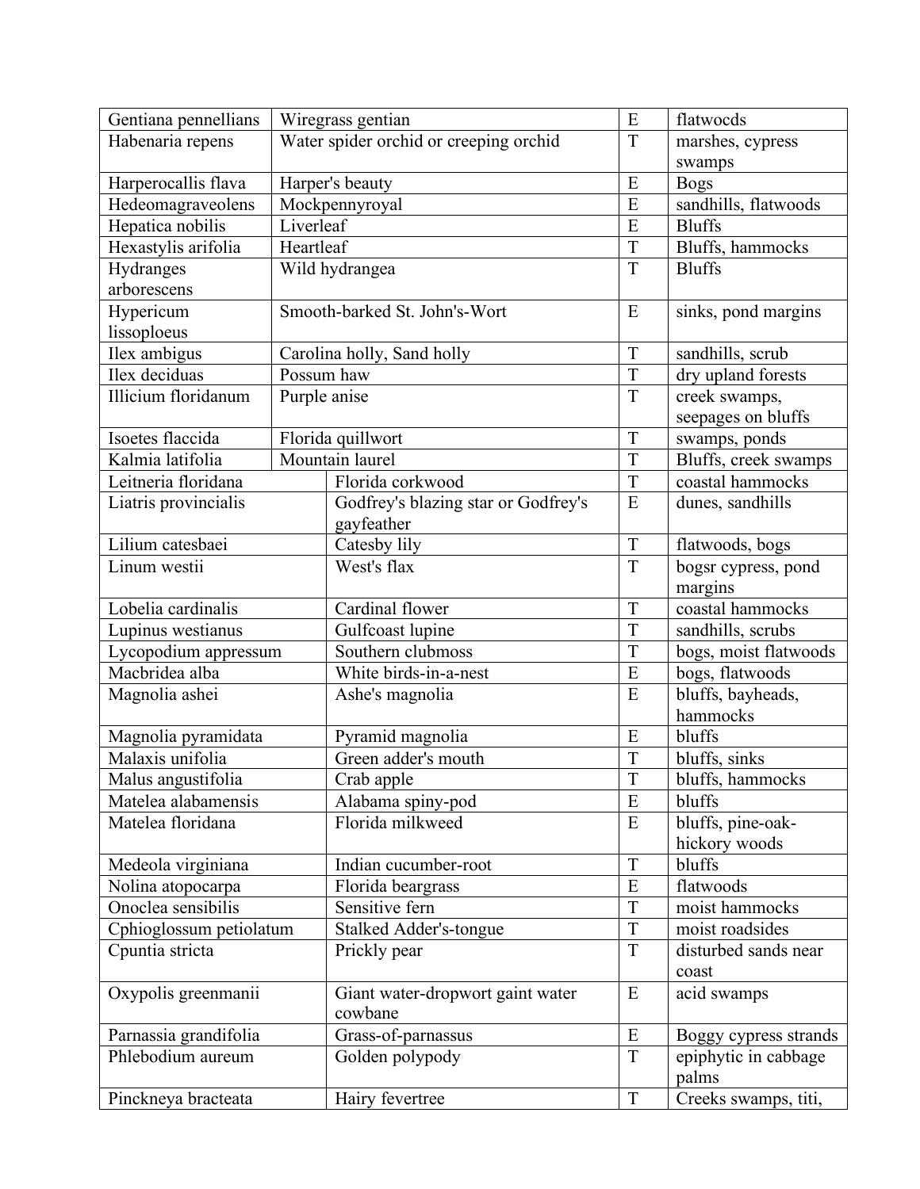| | | | |
|---|---|---|---|
| Gentiana pennellians | Wiregrass gentian | E | flatwocds |
| Habenaria repens | Water spider orchid or creeping orchid | T | marshes, cypress swamps |
| Harperocallis flava | Harper's beauty | E | Bogs |
| Hedeomagraveolens | Mockpennyroyal | E | sandhills, flatwoods |
| Hepatica nobilis | Liverleaf | E | Bluffs |
| Hexastylis arifolia | Heartleaf | T | Bluffs, hammocks |
| Hydranges arborescens | Wild hydrangea | T | Bluffs |
| Hypericum lissoploeus | Smooth-barked St. John's-Wort | E | sinks, pond margins |
| Ilex ambigus | Carolina holly, Sand holly | T | sandhills, scrub |
| Ilex deciduas | Possum haw | T | dry upland forests |
| Illicium floridanum | Purple anise | T | creek swamps, seepages on bluffs |
| Isoetes flaccida | Florida quillwort | T | swamps, ponds |
| Kalmia latifolia | Mountain laurel | T | Bluffs, creek swamps |
| Leitneria floridana | Florida corkwood | T | coastal hammocks |
| Liatris provincialis | Godfrey's blazing star or Godfrey's gayfeather | E | dunes, sandhills |
| Lilium catesbaei | Catesby lily | T | flatwoods, bogs |
| Linum westii | West's flax | T | bogsr cypress, pond margins |
| Lobelia cardinalis | Cardinal flower | T | coastal hammocks |
| Lupinus westianus | Gulfcoast lupine | T | sandhills, scrubs |
| Lycopodium appressum | Southern clubmoss | T | bogs, moist flatwoods |
| Macbridea alba | White birds-in-a-nest | E | bogs, flatwoods |
| Magnolia ashei | Ashe's magnolia | E | bluffs, bayheads, hammocks |
| Magnolia pyramidata | Pyramid magnolia | E | bluffs |
| Malaxis unifolia | Green adder's mouth | T | bluffs, sinks |
| Malus angustifolia | Crab apple | T | bluffs, hammocks |
| Matelea alabamensis | Alabama spiny-pod | E | bluffs |
| Matelea floridana | Florida milkweed | E | bluffs, pine-oak-hickory woods |
| Medeola virginiana | Indian cucumber-root | T | bluffs |
| Nolina atopocarpa | Florida beargrass | E | flatwoods |
| Onoclea sensibilis | Sensitive fern | T | moist hammocks |
| Cphioglossum petiolatum | Stalked Adder's-tongue | T | moist roadsides |
| Cpuntia stricta | Prickly pear | T | disturbed sands near coast |
| Oxypolis greenmanii | Giant water-dropwort gaint water cowbane | E | acid swamps |
| Parnassia grandifolia | Grass-of-parnassus | E | Boggy cypress strands |
| Phlebodium aureum | Golden polypody | T | epiphytic in cabbage palms |
| Pinckneya bracteata | Hairy fevertree | T | Creeks swamps, titi, |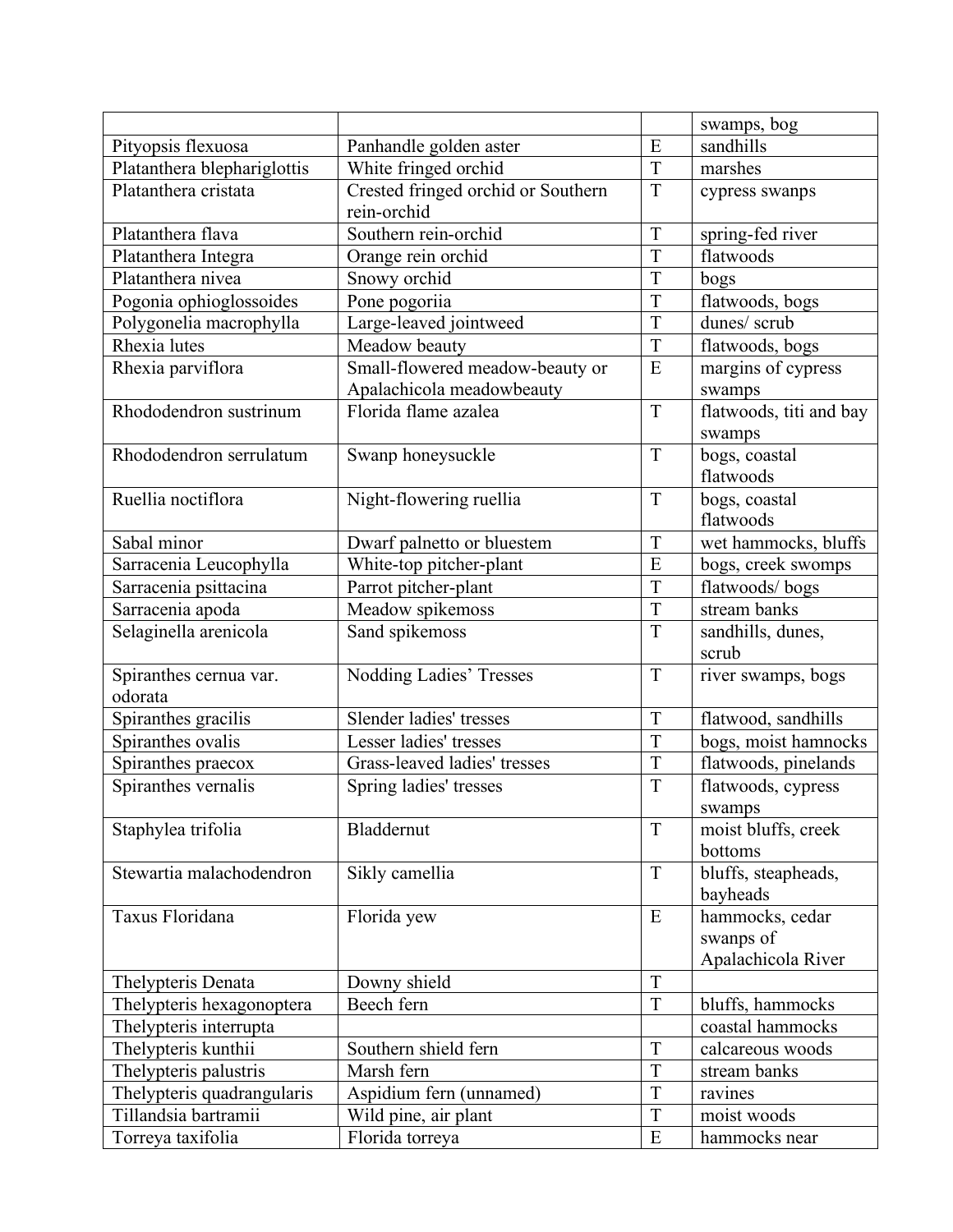| | | | swamps, bog |
|---|---|---|---|
| Pityopsis flexuosa | Panhandle golden aster | E | sandhills |
| Platanthera blephariglottis | White fringed orchid | T | marshes |
| Platanthera cristata | Crested fringed orchid or Southern rein-orchid | T | cypress swanps |
| Platanthera flava | Southern rein-orchid | T | spring-fed river |
| Platanthera Integra | Orange rein orchid | T | flatwoods |
| Platanthera nivea | Snowy orchid | T | bogs |
| Pogonia ophioglossoides | Pone pogoriia | T | flatwoods, bogs |
| Polygonelia macrophylla | Large-leaved jointweed | T | dunes/ scrub |
| Rhexia lutes | Meadow beauty | T | flatwoods, bogs |
| Rhexia parviflora | Small-flowered meadow-beauty or Apalachicola meadowbeauty | E | margins of cypress swamps |
| Rhododendron sustrinum | Florida flame azalea | T | flatwoods, titi and bay swamps |
| Rhododendron serrulatum | Swanp honeysuckle | T | bogs, coastal flatwoods |
| Ruellia noctiflora | Night-flowering ruellia | T | bogs, coastal flatwoods |
| Sabal minor | Dwarf palnetto or bluestem | T | wet hammocks, bluffs |
| Sarracenia Leucophylla | White-top pitcher-plant | E | bogs, creek swomps |
| Sarracenia psittacina | Parrot pitcher-plant | T | flatwoods/ bogs |
| Sarracenia apoda | Meadow spikemoss | T | stream banks |
| Selaginella arenicola | Sand spikemoss | T | sandhills, dunes, scrub |
| Spiranthes cernua var. odorata | Nodding Ladies' Tresses | T | river swamps, bogs |
| Spiranthes gracilis | Slender ladies' tresses | T | flatwood, sandhills |
| Spiranthes ovalis | Lesser ladies' tresses | T | bogs, moist hamnocks |
| Spiranthes praecox | Grass-leaved ladies' tresses | T | flatwoods, pinelands |
| Spiranthes vernalis | Spring ladies' tresses | T | flatwoods, cypress swamps |
| Staphylea trifolia | Bladdernut | T | moist bluffs, creek bottoms |
| Stewartia malachodendron | Sikly camellia | T | bluffs, steapheads, bayheads |
| Taxus Floridana | Florida yew | E | hammocks, cedar swanps of Apalachicola River |
| Thelypteris Denata | Downy shield | T | |
| Thelypteris hexagonoptera | Beech fern | T | bluffs, hammocks |
| Thelypteris interrupta | | | coastal hammocks |
| Thelypteris kunthii | Southern shield fern | T | calcareous woods |
| Thelypteris palustris | Marsh fern | T | stream banks |
| Thelypteris quadrangularis | Aspidium fern (unnamed) | T | ravines |
| Tillandsia bartramii | Wild pine, air plant | T | moist woods |
| Torreya taxifolia | Florida torreya | E | hammocks near |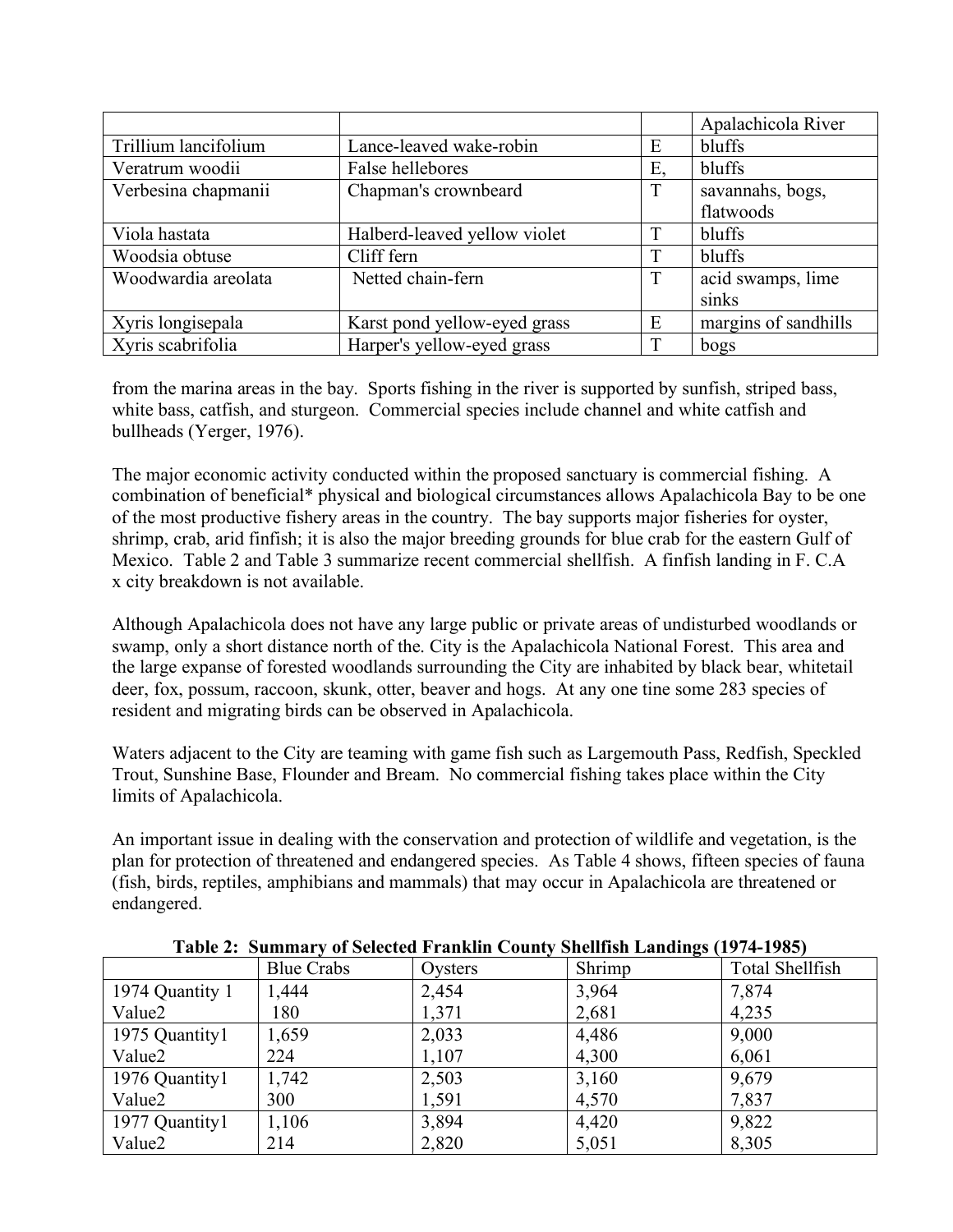| | | | Apalachicola River |
|---|---|---|---|
| Trillium lancifolium | Lance-leaved wake-robin | E | bluffs |
| Veratrum woodii | False hellebores | E, | bluffs |
| Verbesina chapmanii | Chapman's crownbeard | T | savannahs, bogs, flatwoods |
| Viola hastata | Halberd-leaved yellow violet | T | bluffs |
| Woodsia obtuse | Cliff fern | T | bluffs |
| Woodwardia areolata | Netted chain-fern | T | acid swamps, lime sinks |
| Xyris longisepala | Karst pond yellow-eyed grass | E | margins of sandhills |
| Xyris scabrifolia | Harper's yellow-eyed grass | T | bogs |

from the marina areas in the bay. Sports fishing in the river is supported by sunfish, striped bass, white bass, catfish, and sturgeon. Commercial species include channel and white catfish and bullheads (Yerger, 1976).

The major economic activity conducted within the proposed sanctuary is commercial fishing. A combination of beneficial* physical and biological circumstances allows Apalachicola Bay to be one of the most productive fishery areas in the country. The bay supports major fisheries for oyster, shrimp, crab, arid finfish; it is also the major breeding grounds for blue crab for the eastern Gulf of Mexico. Table 2 and Table 3 summarize recent commercial shellfish. A finfish landing in F. C.A x city breakdown is not available.

Although Apalachicola does not have any large public or private areas of undisturbed woodlands or swamp, only a short distance north of the. City is the Apalachicola National Forest. This area and the large expanse of forested woodlands surrounding the City are inhabited by black bear, whitetail deer, fox, possum, raccoon, skunk, otter, beaver and hogs. At any one tine some 283 species of resident and migrating birds can be observed in Apalachicola.

Waters adjacent to the City are teaming with game fish such as Largemouth Pass, Redfish, Speckled Trout, Sunshine Base, Flounder and Bream. No commercial fishing takes place within the City limits of Apalachicola.

An important issue in dealing with the conservation and protection of wildlife and vegetation, is the plan for protection of threatened and endangered species. As Table 4 shows, fifteen species of fauna (fish, birds, reptiles, amphibians and mammals) that may occur in Apalachicola are threatened or endangered.

**Table 2: Summary of Selected Franklin County Shellfish Landings (1974-1985)**

| | Blue Crabs | Oysters | Shrimp | Total Shellfish |
|---|---|---|---|---|
| 1974 Quantity 1 | 1,444 | 2,454 | 3,964 | 7,874 |
| Value2 | 180 | 1,371 | 2,681 | 4,235 |
| 1975 Quantity1 | 1,659 | 2,033 | 4,486 | 9,000 |
| Value2 | 224 | 1,107 | 4,300 | 6,061 |
| 1976 Quantity1 | 1,742 | 2,503 | 3,160 | 9,679 |
| Value2 | 300 | 1,591 | 4,570 | 7,837 |
| 1977 Quantity1 | 1,106 | 3,894 | 4,420 | 9,822 |
| Value2 | 214 | 2,820 | 5,051 | 8,305 |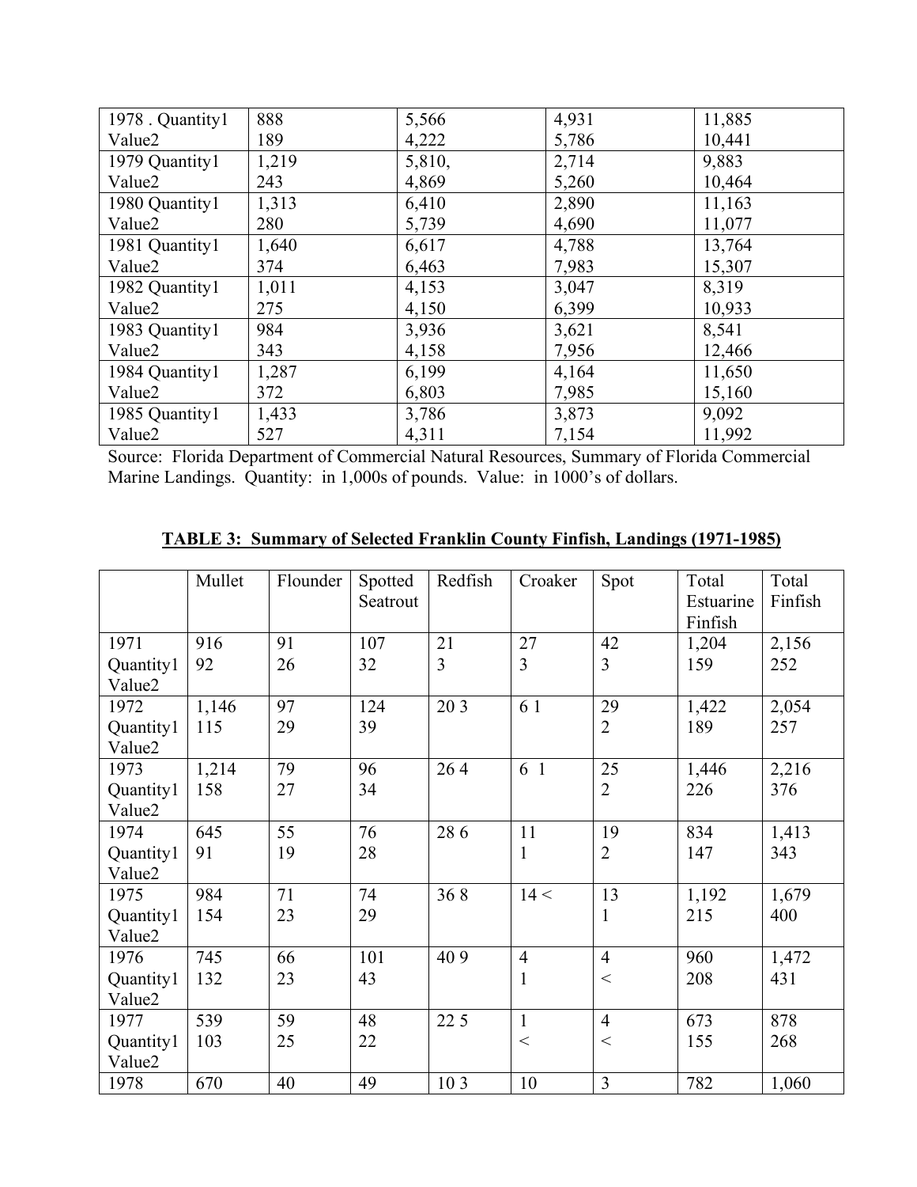| 1978 . Quantity1<br>Value2 | 888<br>189 | 5,566<br>4,222 | 4,931<br>5,786 | 11,885<br>10,441 |
|---|---|---|---|---|
| 1979 Quantity1<br>Value2 | 1,219<br>243 | 5,810,<br>4,869 | 2,714<br>5,260 | 9,883<br>10,464 |
| 1980 Quantity1<br>Value2 | 1,313<br>280 | 6,410<br>5,739 | 2,890<br>4,690 | 11,163<br>11,077 |
| 1981 Quantity1<br>Value2 | 1,640<br>374 | 6,617<br>6,463 | 4,788<br>7,983 | 13,764<br>15,307 |
| 1982 Quantity1<br>Value2 | 1,011<br>275 | 4,153<br>4,150 | 3,047<br>6,399 | 8,319<br>10,933 |
| 1983 Quantity1<br>Value2 | 984<br>343 | 3,936<br>4,158 | 3,621<br>7,956 | 8,541<br>12,466 |
| 1984 Quantity1<br>Value2 | 1,287<br>372 | 6,199<br>6,803 | 4,164<br>7,985 | 11,650<br>15,160 |
| 1985 Quantity1<br>Value2 | 1,433<br>527 | 3,786<br>4,311 | 3,873<br>7,154 | 9,092<br>11,992 |

Source: Florida Department of Commercial Natural Resources, Summary of Florida Commercial Marine Landings. Quantity: in 1,000s of pounds. Value: in 1000's of dollars.

**TABLE 3: Summary of Selected Franklin County Finfish, Landings (1971-1985)**

| | Mullet | Flounder | Spotted Seatrout | Redfish | Croaker | Spot | Total Estuarine Finfish | Total Finfish |
|---|---|---|---|---|---|---|---|---|
| 1971 Quantity1 Value2 | 916<br>92 | 91<br>26 | 107<br>32 | 21<br>3 | 27<br>3 | 42<br>3 | 1,204<br>159 | 2,156<br>252 |
| 1972 Quantity1 Value2 | 1,146<br>115 | 97<br>29 | 124<br>39 | 20 3 | 6 1 | 29<br>2 | 1,422<br>189 | 2,054<br>257 |
| 1973 Quantity1 Value2 | 1,214<br>158 | 79<br>27 | 96<br>34 | 26 4 | 6 1 | 25<br>2 | 1,446<br>226 | 2,216<br>376 |
| 1974 Quantity1 Value2 | 645<br>91 | 55<br>19 | 76<br>28 | 28 6 | 11<br>1 | 19<br>2 | 834<br>147 | 1,413<br>343 |
| 1975 Quantity1 Value2 | 984<br>154 | 71<br>23 | 74<br>29 | 36 8 | 14 < | 13<br>1 | 1,192<br>215 | 1,679<br>400 |
| 1976 Quantity1 Value2 | 745<br>132 | 66<br>23 | 101<br>43 | 40 9 | 4<br>1 | 4<br>< | 960<br>208 | 1,472<br>431 |
| 1977 Quantity1 Value2 | 539<br>103 | 59<br>25 | 48<br>22 | 22 5 | 1<br>< | 4<br>< | 673<br>155 | 878<br>268 |
| 1978 | 670 | 40 | 49 | 10 3 | 10 | 3 | 782 | 1,060 |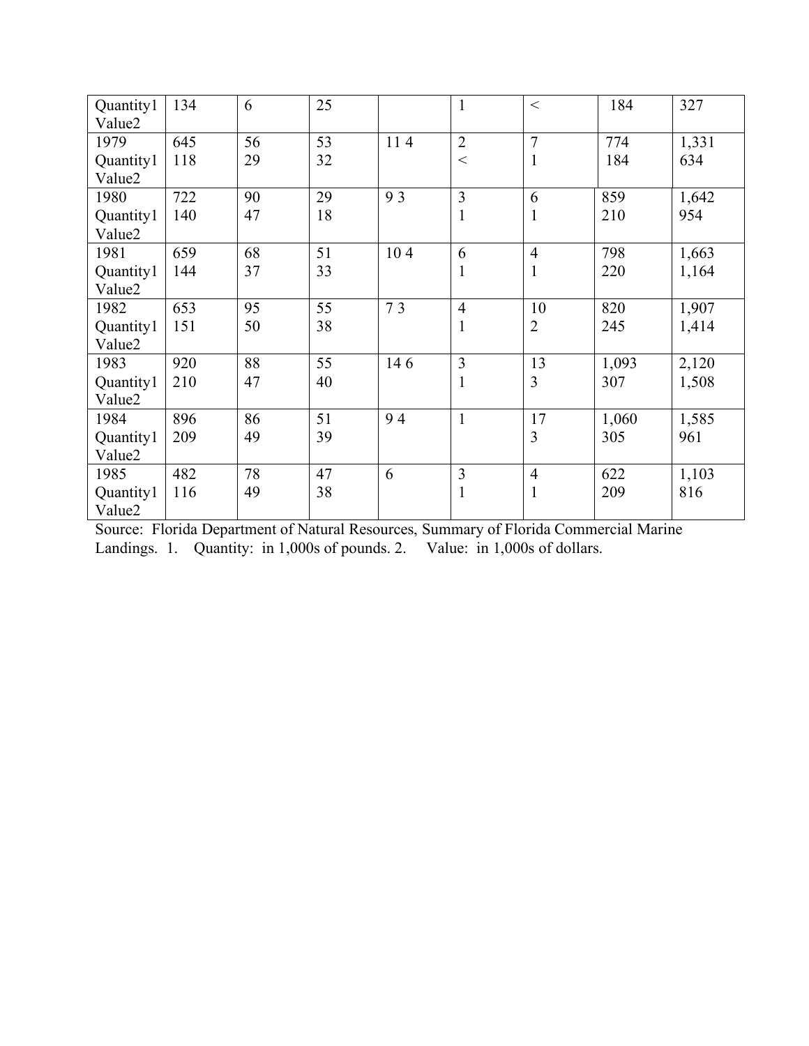| | | | | | | | | |
|---|---|---|---|---|---|---|---|---|
| Quantity1 Value2 | 134 | 6 | 25 | | 1 | < | 184 | 327 |
| 1979 Quantity1 Value2 | 645 118 | 56 29 | 53 32 | 11 4 | 2 < | 7 1 | 774 184 | 1,331 634 |
| 1980 Quantity1 Value2 | 722 140 | 90 47 | 29 18 | 9 3 | 3 1 | 6 1 | 859 210 | 1,642 954 |
| 1981 Quantity1 Value2 | 659 144 | 68 37 | 51 33 | 10 4 | 6 1 | 4 1 | 798 220 | 1,663 1,164 |
| 1982 Quantity1 Value2 | 653 151 | 95 50 | 55 38 | 7 3 | 4 1 | 10 2 | 820 245 | 1,907 1,414 |
| 1983 Quantity1 Value2 | 920 210 | 88 47 | 55 40 | 14 6 | 3 1 | 13 3 | 1,093 307 | 2,120 1,508 |
| 1984 Quantity1 Value2 | 896 209 | 86 49 | 51 39 | 9 4 | 1 | 17 3 | 1,060 305 | 1,585 961 |
| 1985 Quantity1 Value2 | 482 116 | 78 49 | 47 38 | 6 | 3 1 | 4 1 | 622 209 | 1,103 816 |

Source: Florida Department of Natural Resources, Summary of Florida Commercial Marine Landings. 1. Quantity: in 1,000s of pounds. 2. Value: in 1,000s of dollars.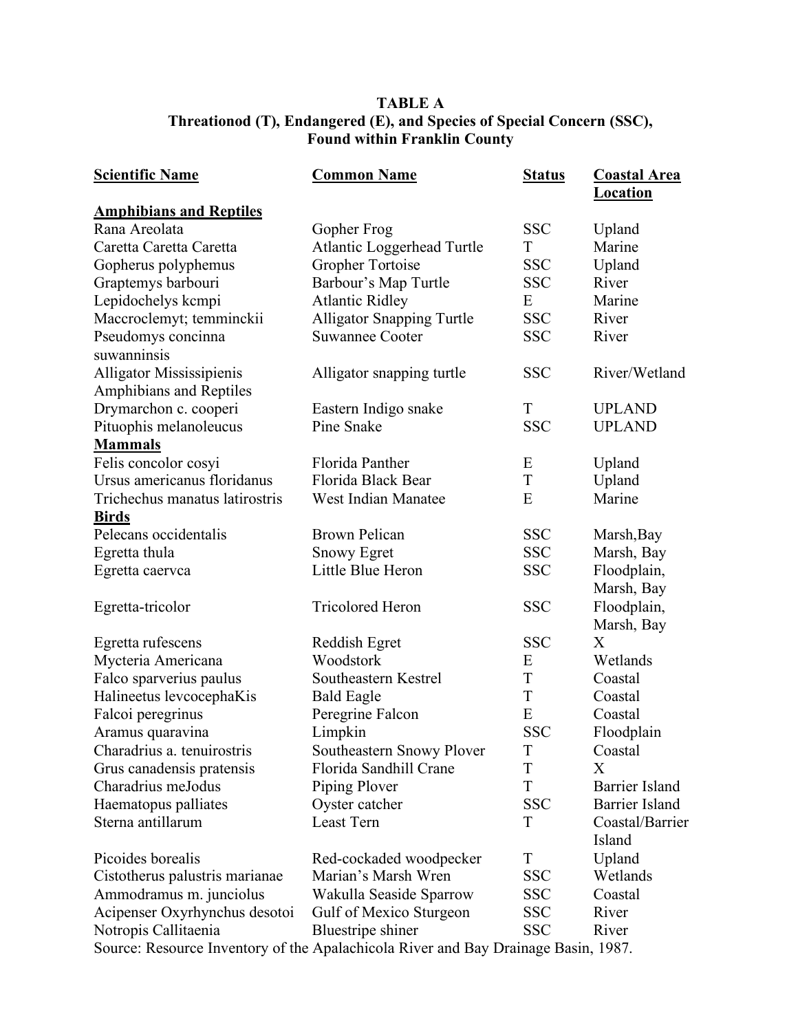**TABLE A**
**Threationod (T), Endangered (E), and Species of Special Concern (SSC), Found within Franklin County**

| Scientific Name | Common Name | Status | Coastal Area Location |
|---|---|---|---|
| **Amphibians and Reptiles** | | | |
| Rana Areolata | Gopher Frog | SSC | Upland |
| Caretta Caretta Caretta | Atlantic Loggerhead Turtle | T | Marine |
| Gopherus polyphemus | Gropher Tortoise | SSC | Upland |
| Graptemys barbouri | Barbour's Map Turtle | SSC | River |
| Lepidochelys kcmpi | Atlantic Ridley | E | Marine |
| Maccroclemyt; temminckii | Alligator Snapping Turtle | SSC | River |
| Pseudomys concinna suwanninsis | Suwannee Cooter | SSC | River |
| Alligator Mississipienis Amphibians and Reptiles | Alligator snapping turtle | SSC | River/Wetland |
| Drymarchon c. cooperi | Eastern Indigo snake | T | UPLAND |
| Pituophis melanoleucus | Pine Snake | SSC | UPLAND |
| **Mammals** | | | |
| Felis concolor cosyi | Florida Panther | E | Upland |
| Ursus americanus floridanus | Florida Black Bear | T | Upland |
| Trichechus manatus latirostris | West Indian Manatee | E | Marine |
| **Birds** | | | |
| Pelecans occidentalis | Brown Pelican | SSC | Marsh,Bay |
| Egretta thula | Snowy Egret | SSC | Marsh, Bay |
| Egretta caervca | Little Blue Heron | SSC | Floodplain, Marsh, Bay |
| Egretta-tricolor | Tricolored Heron | SSC | Floodplain, Marsh, Bay |
| Egretta rufescens | Reddish Egret | SSC | X |
| Mycteria Americana | Woodstork | E | Wetlands |
| Falco sparverius paulus | Southeastern Kestrel | T | Coastal |
| Halineetus levcocephaKis | Bald Eagle | T | Coastal |
| Falcoi peregrinus | Peregrine Falcon | E | Coastal |
| Aramus quaravina | Limpkin | SSC | Floodplain |
| Charadrius a. tenuirostris | Southeastern Snowy Plover | T | Coastal |
| Grus canadensis pratensis | Florida Sandhill Crane | T | X |
| Charadrius meJodus | Piping Plover | T | Barrier Island |
| Haematopus palliates | Oyster catcher | SSC | Barrier Island |
| Sterna antillarum | Least Tern | T | Coastal/Barrier Island |
| Picoides borealis | Red-cockaded woodpecker | T | Upland |
| Cistotherus palustris marianae | Marian's Marsh Wren | SSC | Wetlands |
| Ammodramus m. junciolus | Wakulla Seaside Sparrow | SSC | Coastal |
| Acipenser Oxyrhynchus desotoi | Gulf of Mexico Sturgeon | SSC | River |
| Notropis Callitaenia | Bluestripe shiner | SSC | River |

Source: Resource Inventory of the Apalachicola River and Bay Drainage Basin, 1987.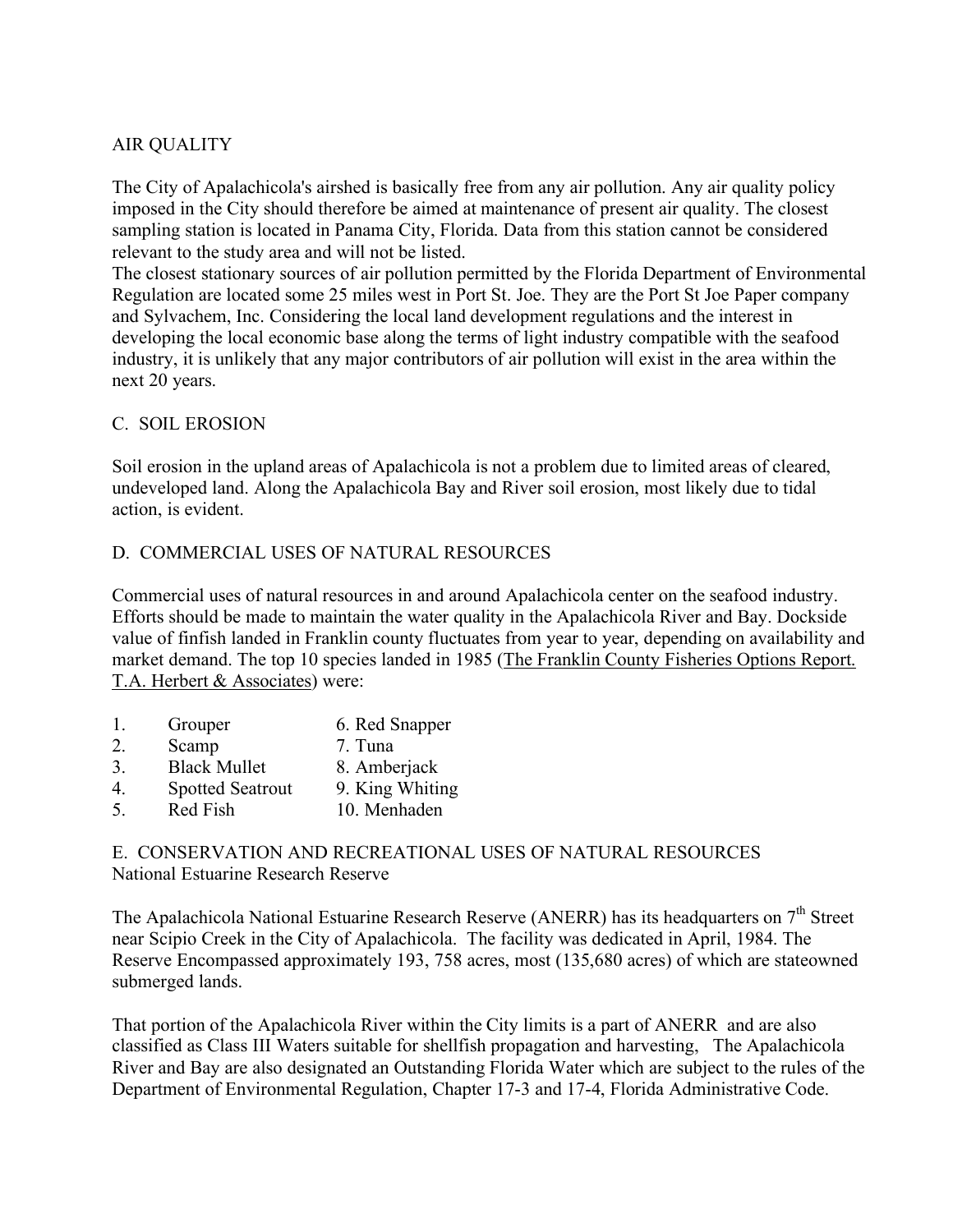## AIR QUALITY

The City of Apalachicola's airshed is basically free from any air pollution. Any air quality policy imposed in the City should therefore be aimed at maintenance of present air quality. The closest sampling station is located in Panama City, Florida. Data from this station cannot be considered relevant to the study area and will not be listed.

The closest stationary sources of air pollution permitted by the Florida Department of Environmental Regulation are located some 25 miles west in Port St. Joe. They are the Port St Joe Paper company and Sylvachem, Inc. Considering the local land development regulations and the interest in developing the local economic base along the terms of light industry compatible with the seafood industry, it is unlikely that any major contributors of air pollution will exist in the area within the next 20 years.

## C. SOIL EROSION

Soil erosion in the upland areas of Apalachicola is not a problem due to limited areas of cleared, undeveloped land. Along the Apalachicola Bay and River soil erosion, most likely due to tidal action, is evident.

## D. COMMERCIAL USES OF NATURAL RESOURCES

Commercial uses of natural resources in and around Apalachicola center on the seafood industry. Efforts should be made to maintain the water quality in the Apalachicola River and Bay. Dockside value of finfish landed in Franklin county fluctuates from year to year, depending on availability and market demand. The top 10 species landed in 1985 (The Franklin County Fisheries Options Report. T.A. Herbert & Associates) were:

1. Grouper
2. Scamp
3. Black Mullet
4. Spotted Seatrout
5. Red Fish
6. Red Snapper
7. Tuna
8. Amberjack
9. King Whiting
10. Menhaden

## E. CONSERVATION AND RECREATIONAL USES OF NATURAL RESOURCES

National Estuarine Research Reserve

The Apalachicola National Estuarine Research Reserve (ANERR) has its headquarters on 7th Street near Scipio Creek in the City of Apalachicola. The facility was dedicated in April, 1984. The Reserve Encompassed approximately 193, 758 acres, most (135,680 acres) of which are stateowned submerged lands.

That portion of the Apalachicola River within the City limits is a part of ANERR and are also classified as Class III Waters suitable for shellfish propagation and harvesting, The Apalachicola River and Bay are also designated an Outstanding Florida Water which are subject to the rules of the Department of Environmental Regulation, Chapter 17-3 and 17-4, Florida Administrative Code.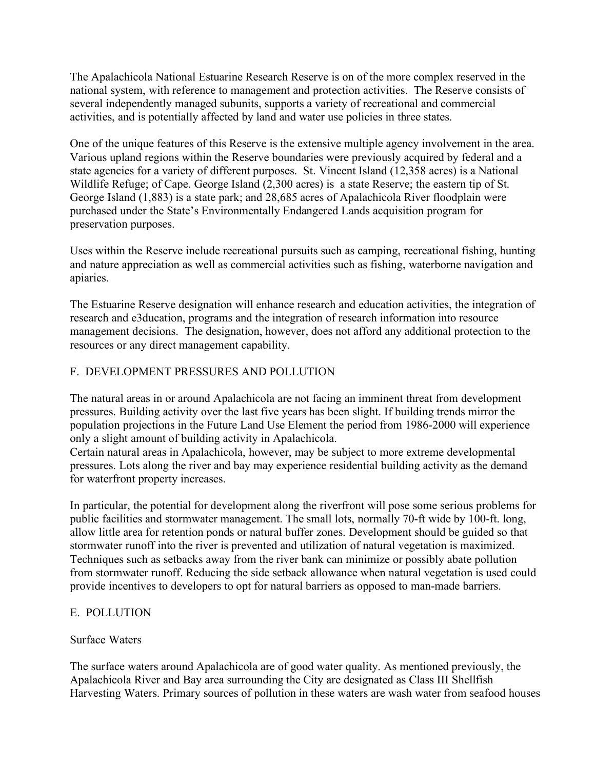The Apalachicola National Estuarine Research Reserve is on of the more complex reserved in the national system, with reference to management and protection activities. The Reserve consists of several independently managed subunits, supports a variety of recreational and commercial activities, and is potentially affected by land and water use policies in three states.

One of the unique features of this Reserve is the extensive multiple agency involvement in the area. Various upland regions within the Reserve boundaries were previously acquired by federal and a state agencies for a variety of different purposes. St. Vincent Island (12,358 acres) is a National Wildlife Refuge; of Cape. George Island (2,300 acres) is a state Reserve; the eastern tip of St. George Island (1,883) is a state park; and 28,685 acres of Apalachicola River floodplain were purchased under the State's Environmentally Endangered Lands acquisition program for preservation purposes.

Uses within the Reserve include recreational pursuits such as camping, recreational fishing, hunting and nature appreciation as well as commercial activities such as fishing, waterborne navigation and apiaries.

The Estuarine Reserve designation will enhance research and education activities, the integration of research and e3ducation, programs and the integration of research information into resource management decisions. The designation, however, does not afford any additional protection to the resources or any direct management capability.

## F. DEVELOPMENT PRESSURES AND POLLUTION

The natural areas in or around Apalachicola are not facing an imminent threat from development pressures. Building activity over the last five years has been slight. If building trends mirror the population projections in the Future Land Use Element the period from 1986-2000 will experience only a slight amount of building activity in Apalachicola.
Certain natural areas in Apalachicola, however, may be subject to more extreme developmental pressures. Lots along the river and bay may experience residential building activity as the demand for waterfront property increases.

In particular, the potential for development along the riverfront will pose some serious problems for public facilities and stormwater management. The small lots, normally 70-ft wide by 100-ft. long, allow little area for retention ponds or natural buffer zones. Development should be guided so that stormwater runoff into the river is prevented and utilization of natural vegetation is maximized. Techniques such as setbacks away from the river bank can minimize or possibly abate pollution from stormwater runoff. Reducing the side setback allowance when natural vegetation is used could provide incentives to developers to opt for natural barriers as opposed to man-made barriers.

## E. POLLUTION

### Surface Waters

The surface waters around Apalachicola are of good water quality. As mentioned previously, the Apalachicola River and Bay area surrounding the City are designated as Class III Shellfish Harvesting Waters. Primary sources of pollution in these waters are wash water from seafood houses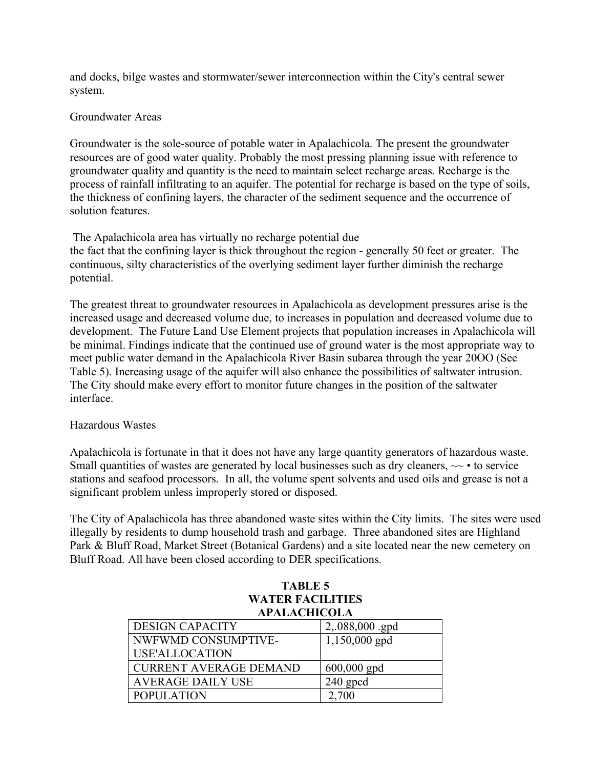and docks, bilge wastes and stormwater/sewer interconnection within the City's central sewer system.

Groundwater Areas

Groundwater is the sole-source of potable water in Apalachicola. The present the groundwater resources are of good water quality. Probably the most pressing planning issue with reference to groundwater quality and quantity is the need to maintain select recharge areas. Recharge is the process of rainfall infiltrating to an aquifer. The potential for recharge is based on the type of soils, the thickness of confining layers, the character of the sediment sequence and the occurrence of solution features.

The Apalachicola area has virtually no recharge potential due the fact that the confining layer is thick throughout the region - generally 50 feet or greater. The continuous, silty characteristics of the overlying sediment layer further diminish the recharge potential.

The greatest threat to groundwater resources in Apalachicola as development pressures arise is the increased usage and decreased volume due, to increases in population and decreased volume due to development. The Future Land Use Element projects that population increases in Apalachicola will be minimal. Findings indicate that the continued use of ground water is the most appropriate way to meet public water demand in the Apalachicola River Basin subarea through the year 20OO (See Table 5). Increasing usage of the aquifer will also enhance the possibilities of saltwater intrusion. The City should make every effort to monitor future changes in the position of the saltwater interface.

Hazardous Wastes

Apalachicola is fortunate in that it does not have any large quantity generators of hazardous waste. Small quantities of wastes are generated by local businesses such as dry cleaners, ~~ • to service stations and seafood processors. In all, the volume spent solvents and used oils and grease is not a significant problem unless improperly stored or disposed.

The City of Apalachicola has three abandoned waste sites within the City limits. The sites were used illegally by residents to dump household trash and garbage. Three abandoned sites are Highland Park & Bluff Road, Market Street (Botanical Gardens) and a site located near the new cemetery on Bluff Road. All have been closed according to DER specifications.

**TABLE 5**
**WATER FACILITIES**
**APALACHICOLA**

| | |
|---|---|
| DESIGN CAPACITY | 2,.088,000 .gpd |
| NWFWMD CONSUMPTIVE-USE'ALLOCATION | 1,150,000 gpd |
| CURRENT AVERAGE DEMAND | 600,000 gpd |
| AVERAGE DAILY USE | 240 gpcd |
| POPULATION | 2,700 |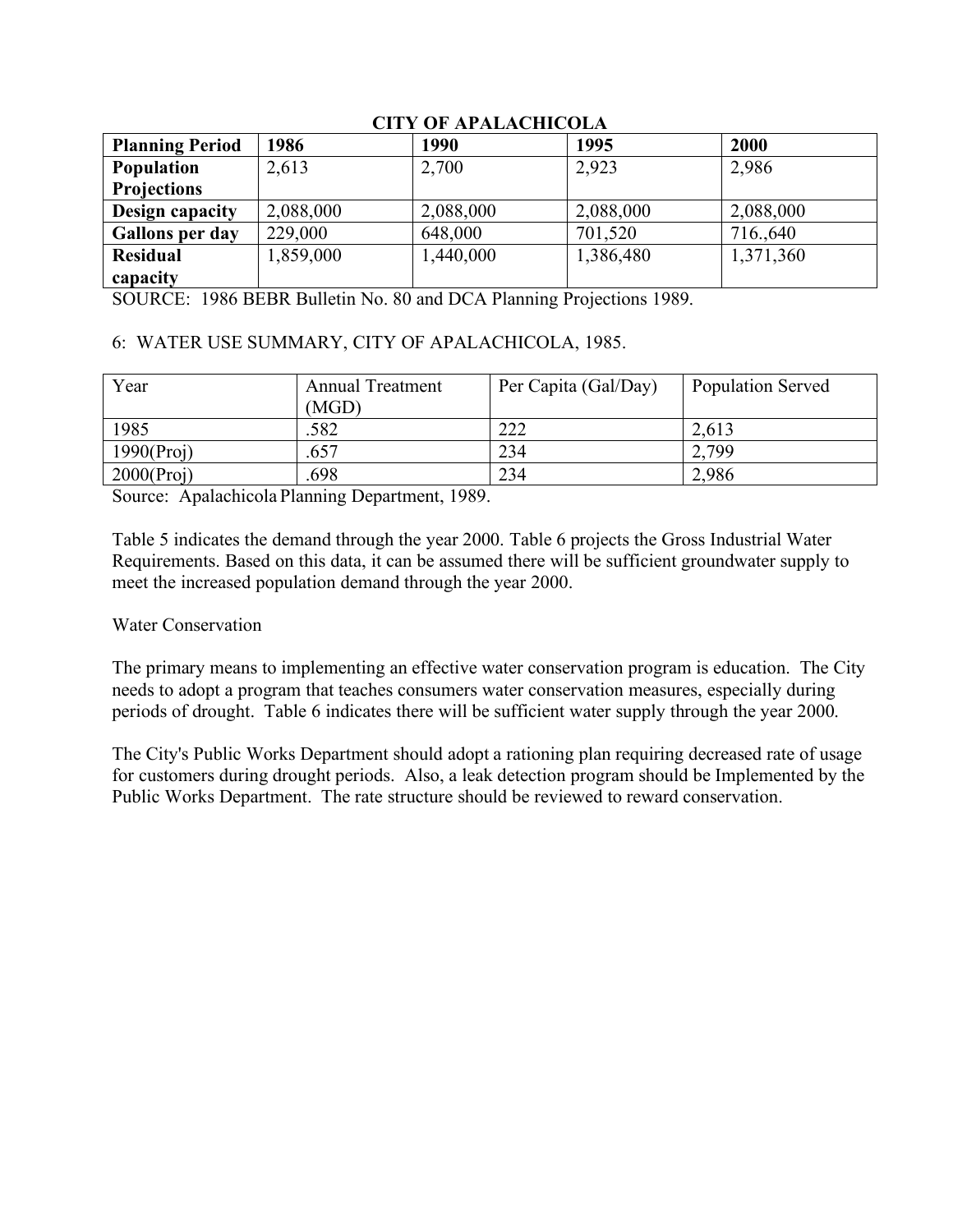**CITY OF APALACHICOLA**

| **Planning Period** | **1986** | **1990** | **1995** | **2000** |
|---|---|---|---|---|
| **Population Projections** | 2,613 | 2,700 | 2,923 | 2,986 |
| **Design capacity** | 2,088,000 | 2,088,000 | 2,088,000 | 2,088,000 |
| **Gallons per day** | 229,000 | 648,000 | 701,520 | 716.,640 |
| **Residual capacity** | 1,859,000 | 1,440,000 | 1,386,480 | 1,371,360 |

SOURCE: 1986 BEBR Bulletin No. 80 and DCA Planning Projections 1989.

6: WATER USE SUMMARY, CITY OF APALACHICOLA, 1985.

| Year | Annual Treatment (MGD) | Per Capita (Gal/Day) | Population Served |
|---|---|---|---|
| 1985 | .582 | 222 | 2,613 |
| 1990(Proj) | .657 | 234 | 2,799 |
| 2000(Proj) | .698 | 234 | 2,986 |

Source: Apalachicola Planning Department, 1989.

Table 5 indicates the demand through the year 2000. Table 6 projects the Gross Industrial Water Requirements. Based on this data, it can be assumed there will be sufficient groundwater supply to meet the increased population demand through the year 2000.

Water Conservation

The primary means to implementing an effective water conservation program is education. The City needs to adopt a program that teaches consumers water conservation measures, especially during periods of drought. Table 6 indicates there will be sufficient water supply through the year 2000.

The City's Public Works Department should adopt a rationing plan requiring decreased rate of usage for customers during drought periods. Also, a leak detection program should be Implemented by the Public Works Department. The rate structure should be reviewed to reward conservation.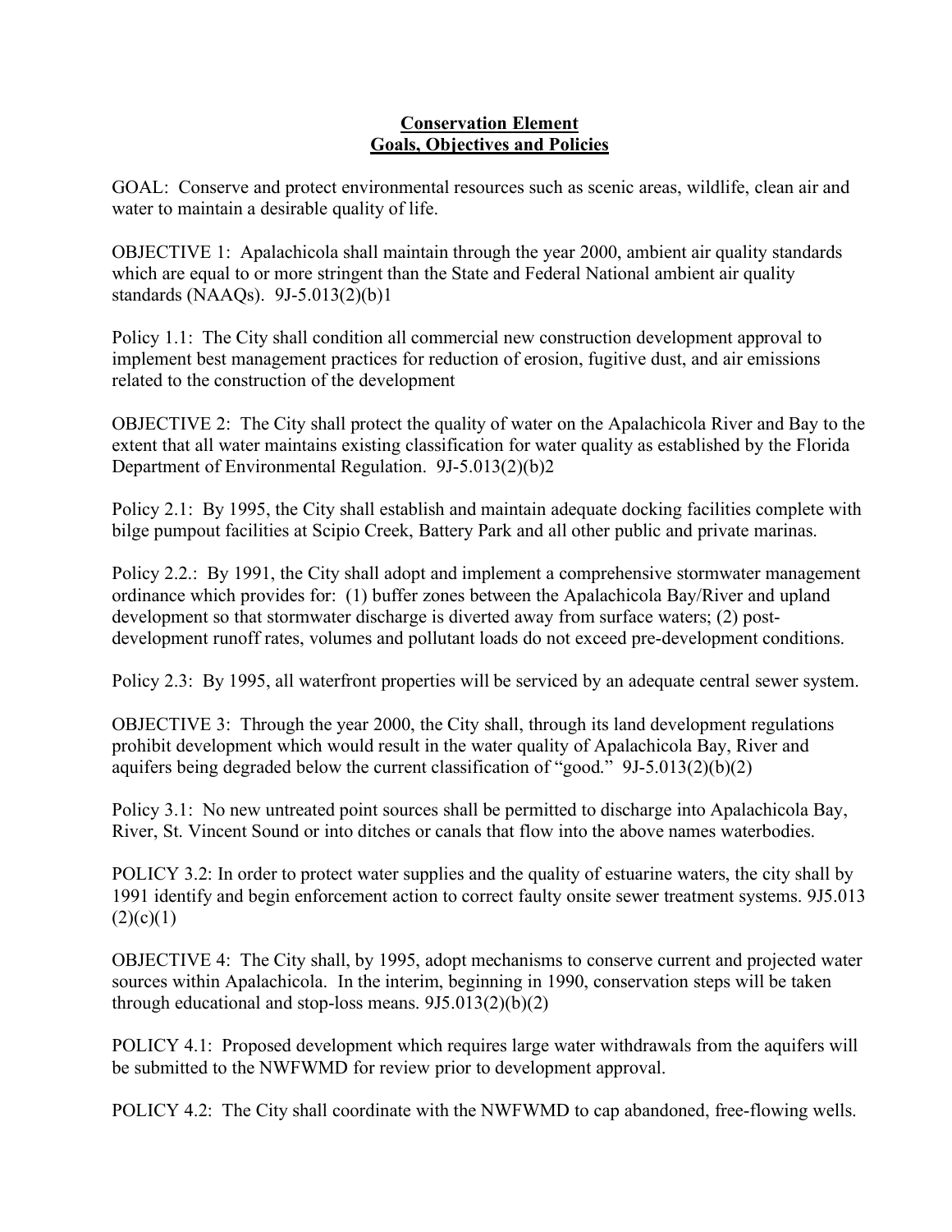**Conservation Element**
**Goals, Objectives and Policies**

GOAL: Conserve and protect environmental resources such as scenic areas, wildlife, clean air and water to maintain a desirable quality of life.

OBJECTIVE 1: Apalachicola shall maintain through the year 2000, ambient air quality standards which are equal to or more stringent than the State and Federal National ambient air quality standards (NAAQs). 9J-5.013(2)(b)1

Policy 1.1: The City shall condition all commercial new construction development approval to implement best management practices for reduction of erosion, fugitive dust, and air emissions related to the construction of the development

OBJECTIVE 2: The City shall protect the quality of water on the Apalachicola River and Bay to the extent that all water maintains existing classification for water quality as established by the Florida Department of Environmental Regulation. 9J-5.013(2)(b)2

Policy 2.1: By 1995, the City shall establish and maintain adequate docking facilities complete with bilge pumpout facilities at Scipio Creek, Battery Park and all other public and private marinas.

Policy 2.2.: By 1991, the City shall adopt and implement a comprehensive stormwater management ordinance which provides for: (1) buffer zones between the Apalachicola Bay/River and upland development so that stormwater discharge is diverted away from surface waters; (2) post-development runoff rates, volumes and pollutant loads do not exceed pre-development conditions.

Policy 2.3: By 1995, all waterfront properties will be serviced by an adequate central sewer system.

OBJECTIVE 3: Through the year 2000, the City shall, through its land development regulations prohibit development which would result in the water quality of Apalachicola Bay, River and aquifers being degraded below the current classification of "good." 9J-5.013(2)(b)(2)

Policy 3.1: No new untreated point sources shall be permitted to discharge into Apalachicola Bay, River, St. Vincent Sound or into ditches or canals that flow into the above names waterbodies.

POLICY 3.2: In order to protect water supplies and the quality of estuarine waters, the city shall by 1991 identify and begin enforcement action to correct faulty onsite sewer treatment systems. 9J5.013 (2)(c)(1)

OBJECTIVE 4: The City shall, by 1995, adopt mechanisms to conserve current and projected water sources within Apalachicola. In the interim, beginning in 1990, conservation steps will be taken through educational and stop-loss means. 9J5.013(2)(b)(2)

POLICY 4.1: Proposed development which requires large water withdrawals from the aquifers will be submitted to the NWFWMD for review prior to development approval.

POLICY 4.2: The City shall coordinate with the NWFWMD to cap abandoned, free-flowing wells.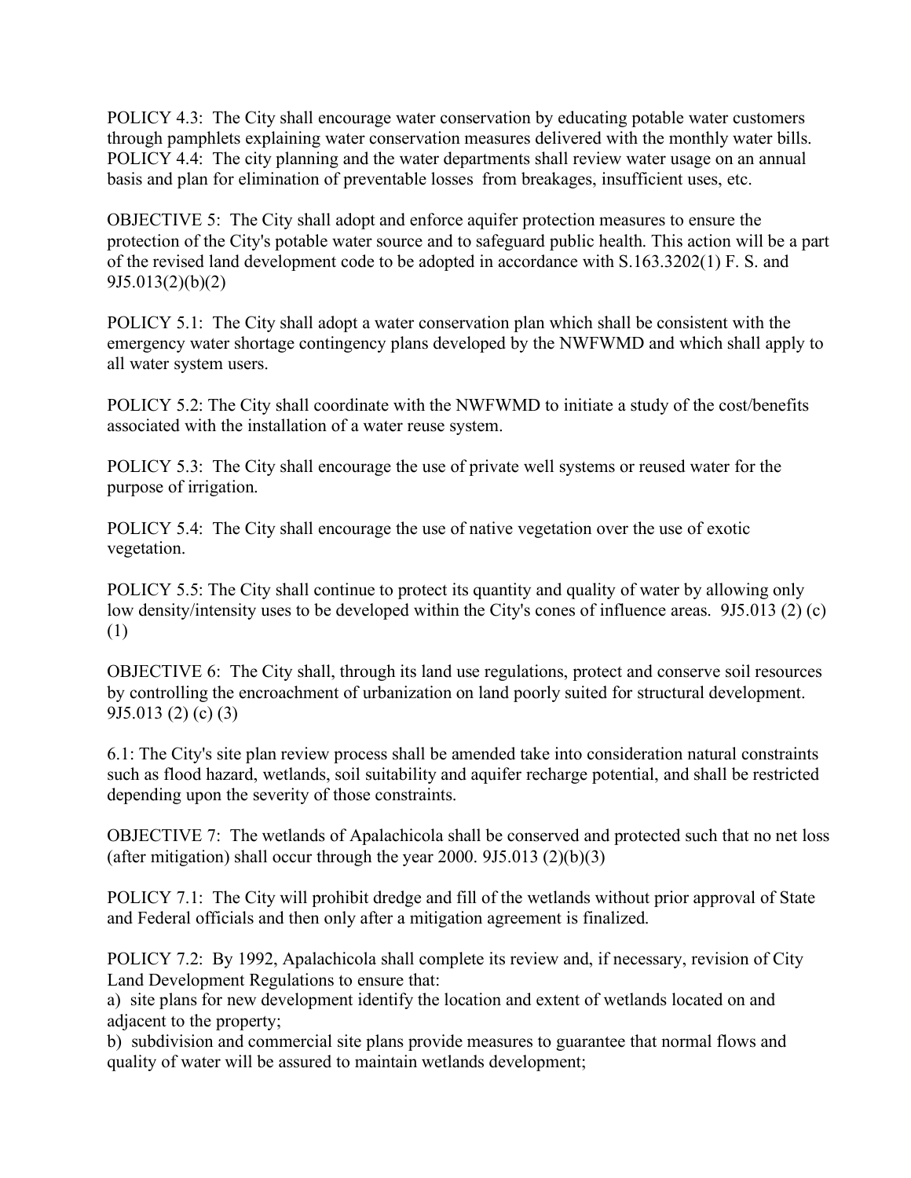POLICY 4.3: The City shall encourage water conservation by educating potable water customers through pamphlets explaining water conservation measures delivered with the monthly water bills.
POLICY 4.4: The city planning and the water departments shall review water usage on an annual basis and plan for elimination of preventable losses from breakages, insufficient uses, etc.

OBJECTIVE 5: The City shall adopt and enforce aquifer protection measures to ensure the protection of the City's potable water source and to safeguard public health. This action will be a part of the revised land development code to be adopted in accordance with S.163.3202(1) F. S. and 9J5.013(2)(b)(2)

POLICY 5.1: The City shall adopt a water conservation plan which shall be consistent with the emergency water shortage contingency plans developed by the NWFWMD and which shall apply to all water system users.

POLICY 5.2: The City shall coordinate with the NWFWMD to initiate a study of the cost/benefits associated with the installation of a water reuse system.

POLICY 5.3: The City shall encourage the use of private well systems or reused water for the purpose of irrigation.

POLICY 5.4: The City shall encourage the use of native vegetation over the use of exotic vegetation.

POLICY 5.5: The City shall continue to protect its quantity and quality of water by allowing only low density/intensity uses to be developed within the City's cones of influence areas. 9J5.013 (2) (c) (1)

OBJECTIVE 6: The City shall, through its land use regulations, protect and conserve soil resources by controlling the encroachment of urbanization on land poorly suited for structural development. 9J5.013 (2) (c) (3)

6.1: The City's site plan review process shall be amended take into consideration natural constraints such as flood hazard, wetlands, soil suitability and aquifer recharge potential, and shall be restricted depending upon the severity of those constraints.

OBJECTIVE 7: The wetlands of Apalachicola shall be conserved and protected such that no net loss (after mitigation) shall occur through the year 2000. 9J5.013 (2)(b)(3)

POLICY 7.1: The City will prohibit dredge and fill of the wetlands without prior approval of State and Federal officials and then only after a mitigation agreement is finalized.

POLICY 7.2: By 1992, Apalachicola shall complete its review and, if necessary, revision of City Land Development Regulations to ensure that:
a) site plans for new development identify the location and extent of wetlands located on and adjacent to the property;
b) subdivision and commercial site plans provide measures to guarantee that normal flows and quality of water will be assured to maintain wetlands development;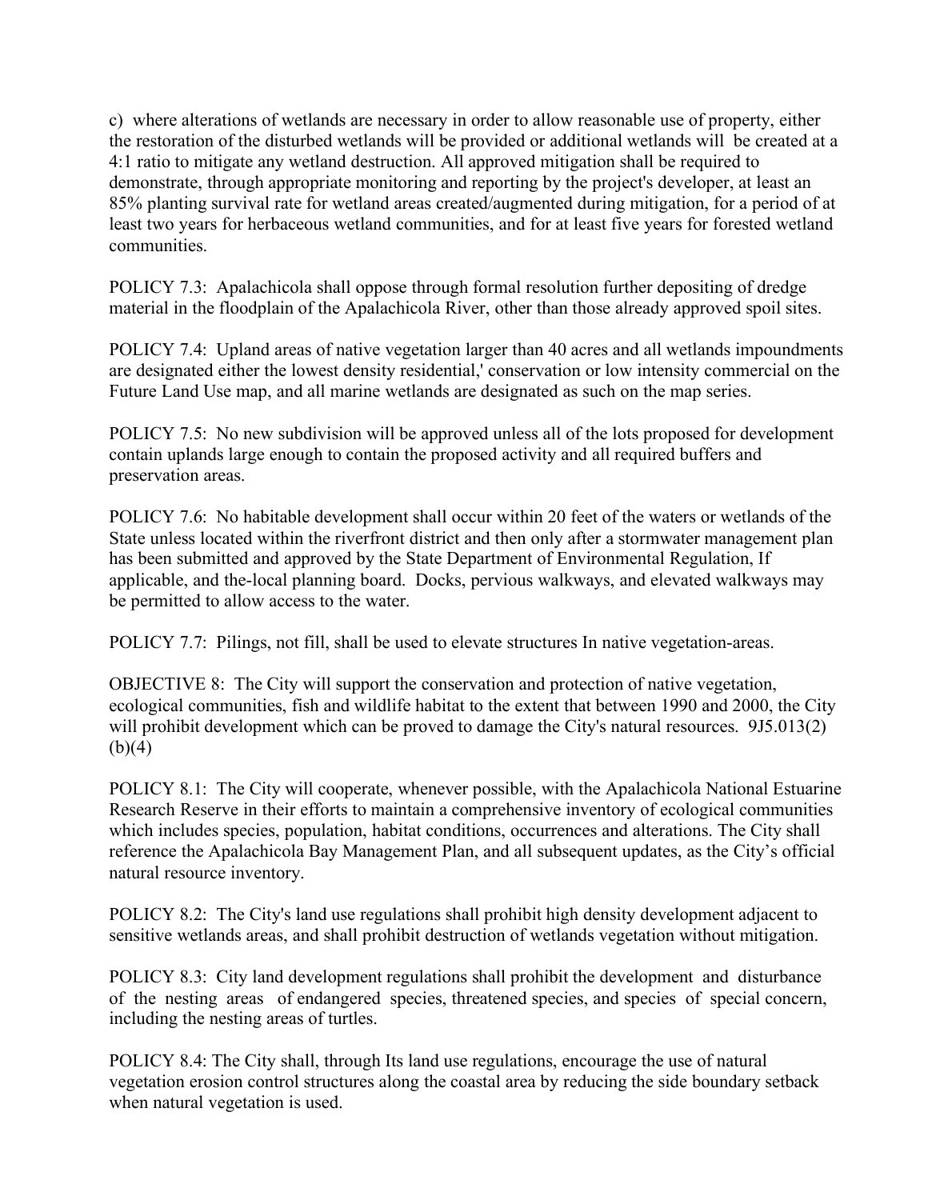c) where alterations of wetlands are necessary in order to allow reasonable use of property, either the restoration of the disturbed wetlands will be provided or additional wetlands will be created at a 4:1 ratio to mitigate any wetland destruction. All approved mitigation shall be required to demonstrate, through appropriate monitoring and reporting by the project's developer, at least an 85% planting survival rate for wetland areas created/augmented during mitigation, for a period of at least two years for herbaceous wetland communities, and for at least five years for forested wetland communities.

POLICY 7.3: Apalachicola shall oppose through formal resolution further depositing of dredge material in the floodplain of the Apalachicola River, other than those already approved spoil sites.

POLICY 7.4: Upland areas of native vegetation larger than 40 acres and all wetlands impoundments are designated either the lowest density residential,' conservation or low intensity commercial on the Future Land Use map, and all marine wetlands are designated as such on the map series.

POLICY 7.5: No new subdivision will be approved unless all of the lots proposed for development contain uplands large enough to contain the proposed activity and all required buffers and preservation areas.

POLICY 7.6: No habitable development shall occur within 20 feet of the waters or wetlands of the State unless located within the riverfront district and then only after a stormwater management plan has been submitted and approved by the State Department of Environmental Regulation, If applicable, and the-local planning board. Docks, pervious walkways, and elevated walkways may be permitted to allow access to the water.

POLICY 7.7: Pilings, not fill, shall be used to elevate structures In native vegetation-areas.

OBJECTIVE 8: The City will support the conservation and protection of native vegetation, ecological communities, fish and wildlife habitat to the extent that between 1990 and 2000, the City will prohibit development which can be proved to damage the City's natural resources. 9J5.013(2)(b)(4)

POLICY 8.1: The City will cooperate, whenever possible, with the Apalachicola National Estuarine Research Reserve in their efforts to maintain a comprehensive inventory of ecological communities which includes species, population, habitat conditions, occurrences and alterations. The City shall reference the Apalachicola Bay Management Plan, and all subsequent updates, as the City's official natural resource inventory.

POLICY 8.2: The City's land use regulations shall prohibit high density development adjacent to sensitive wetlands areas, and shall prohibit destruction of wetlands vegetation without mitigation.

POLICY 8.3: City land development regulations shall prohibit the development and disturbance of the nesting areas of endangered species, threatened species, and species of special concern, including the nesting areas of turtles.

POLICY 8.4: The City shall, through Its land use regulations, encourage the use of natural vegetation erosion control structures along the coastal area by reducing the side boundary setback when natural vegetation is used.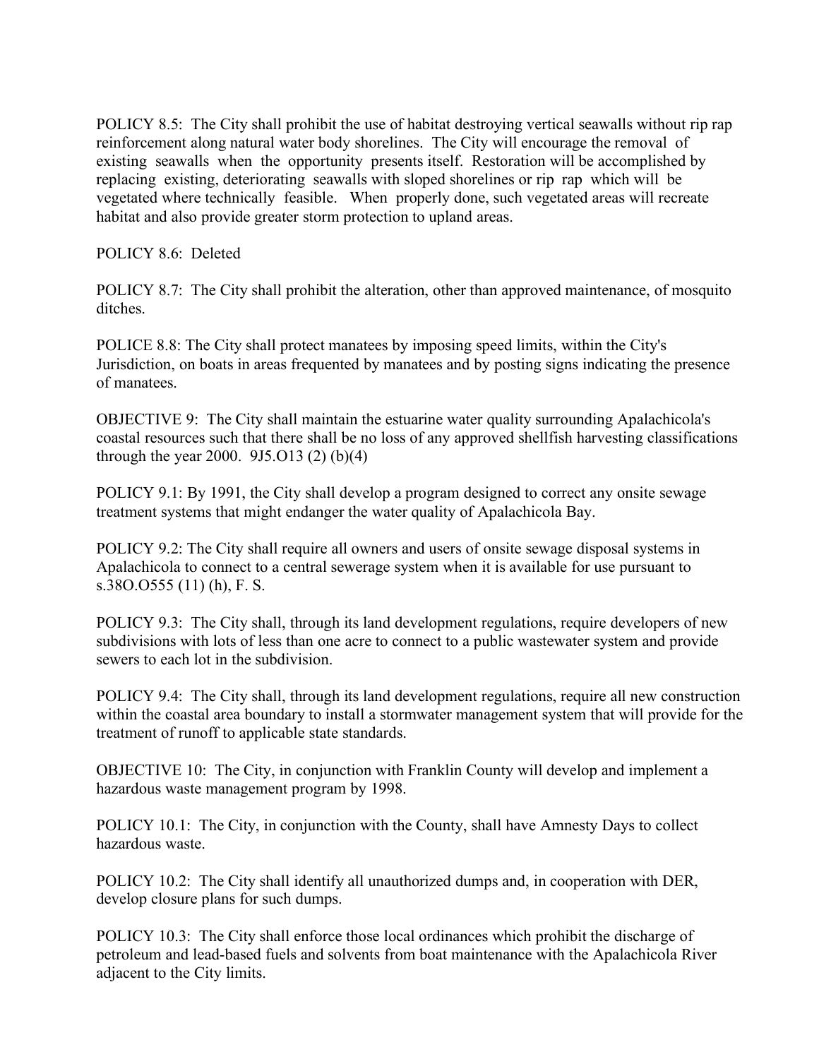POLICY 8.5: The City shall prohibit the use of habitat destroying vertical seawalls without rip rap reinforcement along natural water body shorelines. The City will encourage the removal of existing seawalls when the opportunity presents itself. Restoration will be accomplished by replacing existing, deteriorating seawalls with sloped shorelines or rip rap which will be vegetated where technically feasible. When properly done, such vegetated areas will recreate habitat and also provide greater storm protection to upland areas.

POLICY 8.6: Deleted

POLICY 8.7: The City shall prohibit the alteration, other than approved maintenance, of mosquito ditches.

POLICE 8.8: The City shall protect manatees by imposing speed limits, within the City's Jurisdiction, on boats in areas frequented by manatees and by posting signs indicating the presence of manatees.

OBJECTIVE 9: The City shall maintain the estuarine water quality surrounding Apalachicola's coastal resources such that there shall be no loss of any approved shellfish harvesting classifications through the year 2000. 9J5.O13 (2) (b)(4)

POLICY 9.1: By 1991, the City shall develop a program designed to correct any onsite sewage treatment systems that might endanger the water quality of Apalachicola Bay.

POLICY 9.2: The City shall require all owners and users of onsite sewage disposal systems in Apalachicola to connect to a central sewerage system when it is available for use pursuant to s.38O.O555 (11) (h), F. S.

POLICY 9.3: The City shall, through its land development regulations, require developers of new subdivisions with lots of less than one acre to connect to a public wastewater system and provide sewers to each lot in the subdivision.

POLICY 9.4: The City shall, through its land development regulations, require all new construction within the coastal area boundary to install a stormwater management system that will provide for the treatment of runoff to applicable state standards.

OBJECTIVE 10: The City, in conjunction with Franklin County will develop and implement a hazardous waste management program by 1998.

POLICY 10.1: The City, in conjunction with the County, shall have Amnesty Days to collect hazardous waste.

POLICY 10.2: The City shall identify all unauthorized dumps and, in cooperation with DER, develop closure plans for such dumps.

POLICY 10.3: The City shall enforce those local ordinances which prohibit the discharge of petroleum and lead-based fuels and solvents from boat maintenance with the Apalachicola River adjacent to the City limits.